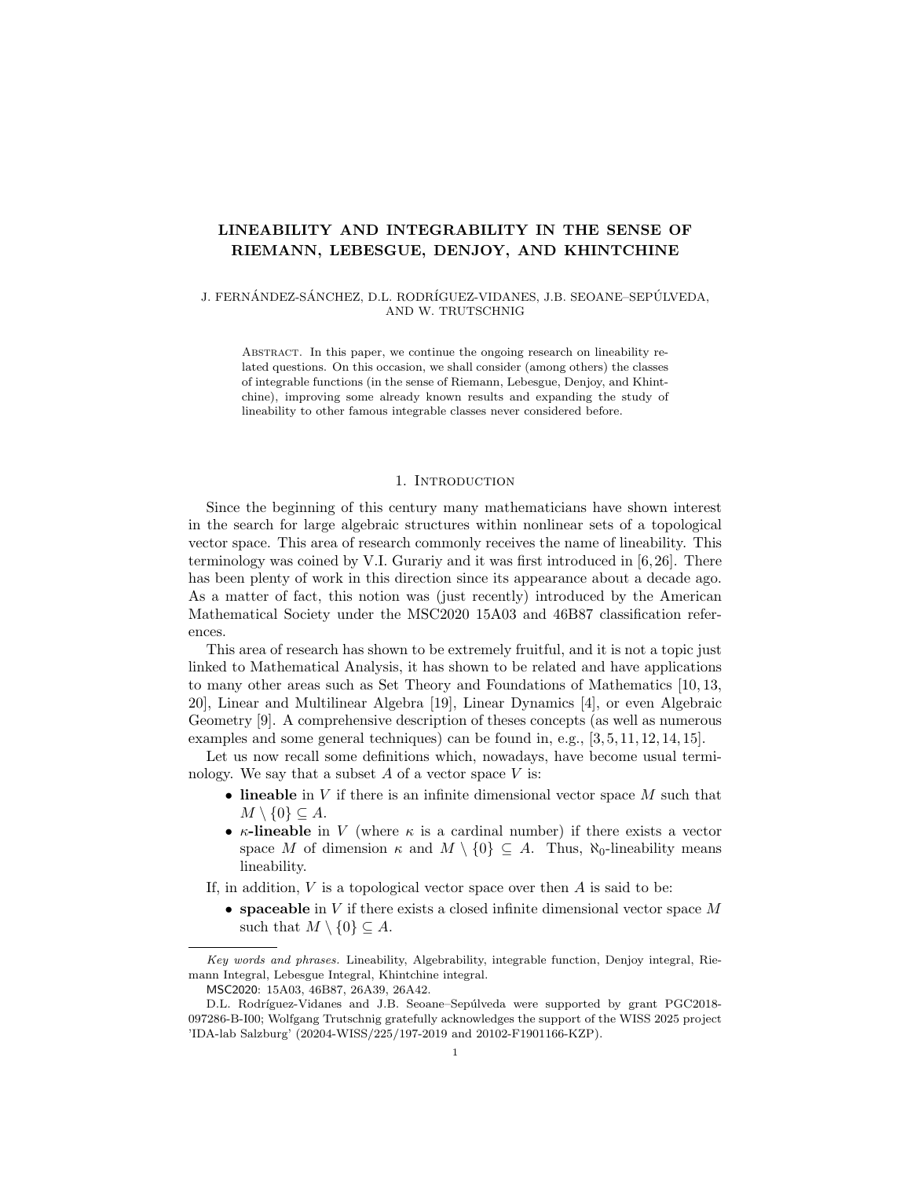# LINEABILITY AND INTEGRABILITY IN THE SENSE OF RIEMANN, LEBESGUE, DENJOY, AND KHINTCHINE

J. FERNÁNDEZ-SÁNCHEZ, D.L. RODRÍGUEZ-VIDANES, J.B. SEOANE–SEPÚLVEDA, AND W. TRUTSCHNIG

Abstract. In this paper, we continue the ongoing research on lineability related questions. On this occasion, we shall consider (among others) the classes of integrable functions (in the sense of Riemann, Lebesgue, Denjoy, and Khintchine), improving some already known results and expanding the study of lineability to other famous integrable classes never considered before.

## 1. Introduction

Since the beginning of this century many mathematicians have shown interest in the search for large algebraic structures within nonlinear sets of a topological vector space. This area of research commonly receives the name of lineability. This terminology was coined by V.I. Gurariy and it was first introduced in [6, 26]. There has been plenty of work in this direction since its appearance about a decade ago. As a matter of fact, this notion was (just recently) introduced by the American Mathematical Society under the MSC2020 15A03 and 46B87 classification references.

This area of research has shown to be extremely fruitful, and it is not a topic just linked to Mathematical Analysis, it has shown to be related and have applications to many other areas such as Set Theory and Foundations of Mathematics [10, 13, 20], Linear and Multilinear Algebra [19], Linear Dynamics [4], or even Algebraic Geometry [9]. A comprehensive description of theses concepts (as well as numerous examples and some general techniques) can be found in, e.g., [3, 5, 11, 12, 14, 15].

Let us now recall some definitions which, nowadays, have become usual terminology. We say that a subset $A$ of a vector space $V$ is:

- **lineable** in $V$ if there is an infinite dimensional vector space $M$ such that $M \setminus \{0\} \subseteq A$.
- **$\kappa$-lineable** in $V$ (where $\kappa$ is a cardinal number) if there exists a vector space $M$ of dimension $\kappa$ and $M \setminus \{0\} \subseteq A$. Thus, $\aleph_0$-lineability means lineability.

If, in addition, $V$ is a topological vector space over then $A$ is said to be:

- **spaceable** in $V$ if there exists a closed infinite dimensional vector space $M$ such that $M \setminus \{0\} \subseteq A$.

*Key words and phrases.* Lineability, Algebrability, integrable function, Denjoy integral, Riemann Integral, Lebesgue Integral, Khintchine integral.

MSC2020: 15A03, 46B87, 26A39, 26A42.

D.L. Rodríguez-Vidanes and J.B. Seoane–Sepúlveda were supported by grant PGC2018-097286-B-I00; Wolfgang Trutschnig gratefully acknowledges the support of the WISS 2025 project 'IDA-lab Salzburg' (20204-WISS/225/197-2019 and 20102-F1901166-KZP).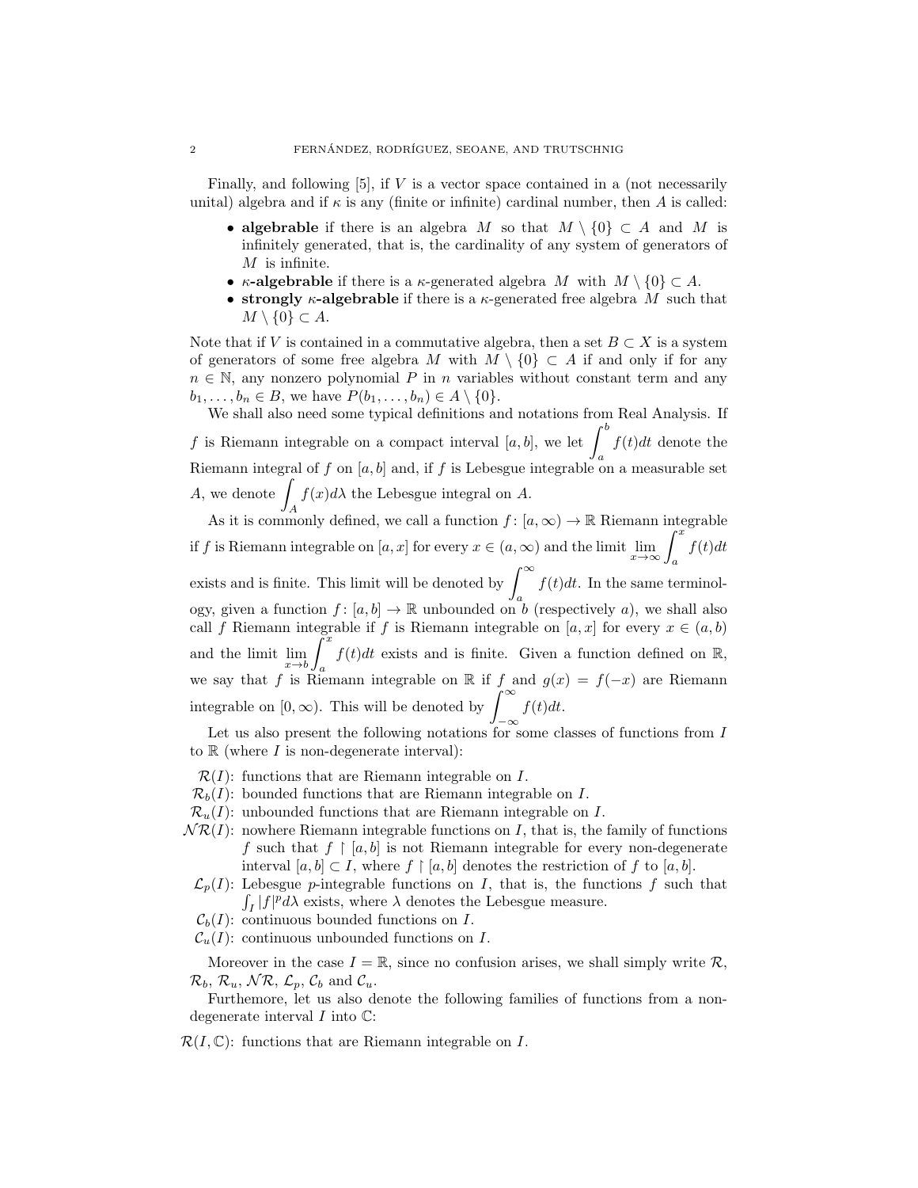Finally, and following [5], if $V$ is a vector space contained in a (not necessarily unital) algebra and if $\kappa$ is any (finite or infinite) cardinal number, then $A$ is called:

- **algebrable** if there is an algebra $M$ so that $M \setminus \{0\} \subset A$ and $M$ is infinitely generated, that is, the cardinality of any system of generators of $M$ is infinite.
- **$\kappa$-algebrable** if there is a $\kappa$-generated algebra $M$ with $M \setminus \{0\} \subset A$.
- **strongly $\kappa$-algebrable** if there is a $\kappa$-generated free algebra $M$ such that $M \setminus \{0\} \subset A$.

Note that if $V$ is contained in a commutative algebra, then a set $B \subset X$ is a system of generators of some free algebra $M$ with $M \setminus \{0\} \subset A$ if and only if for any $n \in \mathbb{N}$, any nonzero polynomial $P$ in $n$ variables without constant term and any $b_1, \ldots, b_n \in B$, we have $P(b_1, \ldots, b_n) \in A \setminus \{0\}$.

We shall also need some typical definitions and notations from Real Analysis. If $f$ is Riemann integrable on a compact interval $[a, b]$, we let $\int_a^b f(t)dt$ denote the Riemann integral of $f$ on $[a, b]$ and, if $f$ is Lebesgue integrable on a measurable set $A$, we denote $\int_A f(x)d\lambda$ the Lebesgue integral on $A$.

As it is commonly defined, we call a function $f\colon [a, \infty) \to \mathbb{R}$ Riemann integrable if $f$ is Riemann integrable on $[a, x]$ for every $x \in (a, \infty)$ and the limit $\lim_{x\to\infty} \int_a^x f(t)dt$ exists and is finite. This limit will be denoted by $\int_a^\infty f(t)dt$. In the same terminology, given a function $f\colon [a, b] \to \mathbb{R}$ unbounded on $b$ (respectively $a$), we shall also call $f$ Riemann integrable if $f$ is Riemann integrable on $[a, x]$ for every $x \in (a, b)$ and the limit $\lim_{x\to b} \int_a^x f(t)dt$ exists and is finite. Given a function defined on $\mathbb{R}$, we say that $f$ is Riemann integrable on $\mathbb{R}$ if $f$ and $g(x) = f(-x)$ are Riemann integrable on $[0, \infty)$. This will be denoted by $\int_{-\infty}^\infty f(t)dt$.

Let us also present the following notations for some classes of functions from $I$ to $\mathbb{R}$ (where $I$ is non-degenerate interval):

- $\mathcal{R}(I)$: functions that are Riemann integrable on $I$.
- $\mathcal{R}_b(I)$: bounded functions that are Riemann integrable on $I$.
- $\mathcal{R}_u(I)$: unbounded functions that are Riemann integrable on $I$.
- $\mathcal{NR}(I)$: nowhere Riemann integrable functions on $I$, that is, the family of functions $f$ such that $f \restriction [a, b]$ is not Riemann integrable for every non-degenerate interval $[a, b] \subset I$, where $f \restriction [a, b]$ denotes the restriction of $f$ to $[a, b]$.
- $\mathcal{L}_p(I)$: Lebesgue $p$-integrable functions on $I$, that is, the functions $f$ such that $\int_I |f|^p d\lambda$ exists, where $\lambda$ denotes the Lebesgue measure.
- $\mathcal{C}_b(I)$: continuous bounded functions on $I$.
- $\mathcal{C}_u(I)$: continuous unbounded functions on $I$.

Moreover in the case $I = \mathbb{R}$, since no confusion arises, we shall simply write $\mathcal{R}$, $\mathcal{R}_b$, $\mathcal{R}_u$, $\mathcal{NR}$, $\mathcal{L}_p$, $\mathcal{C}_b$ and $\mathcal{C}_u$.

Furthemore, let us also denote the following families of functions from a non-degenerate interval $I$ into $\mathbb{C}$:

- $\mathcal{R}(I, \mathbb{C})$: functions that are Riemann integrable on $I$.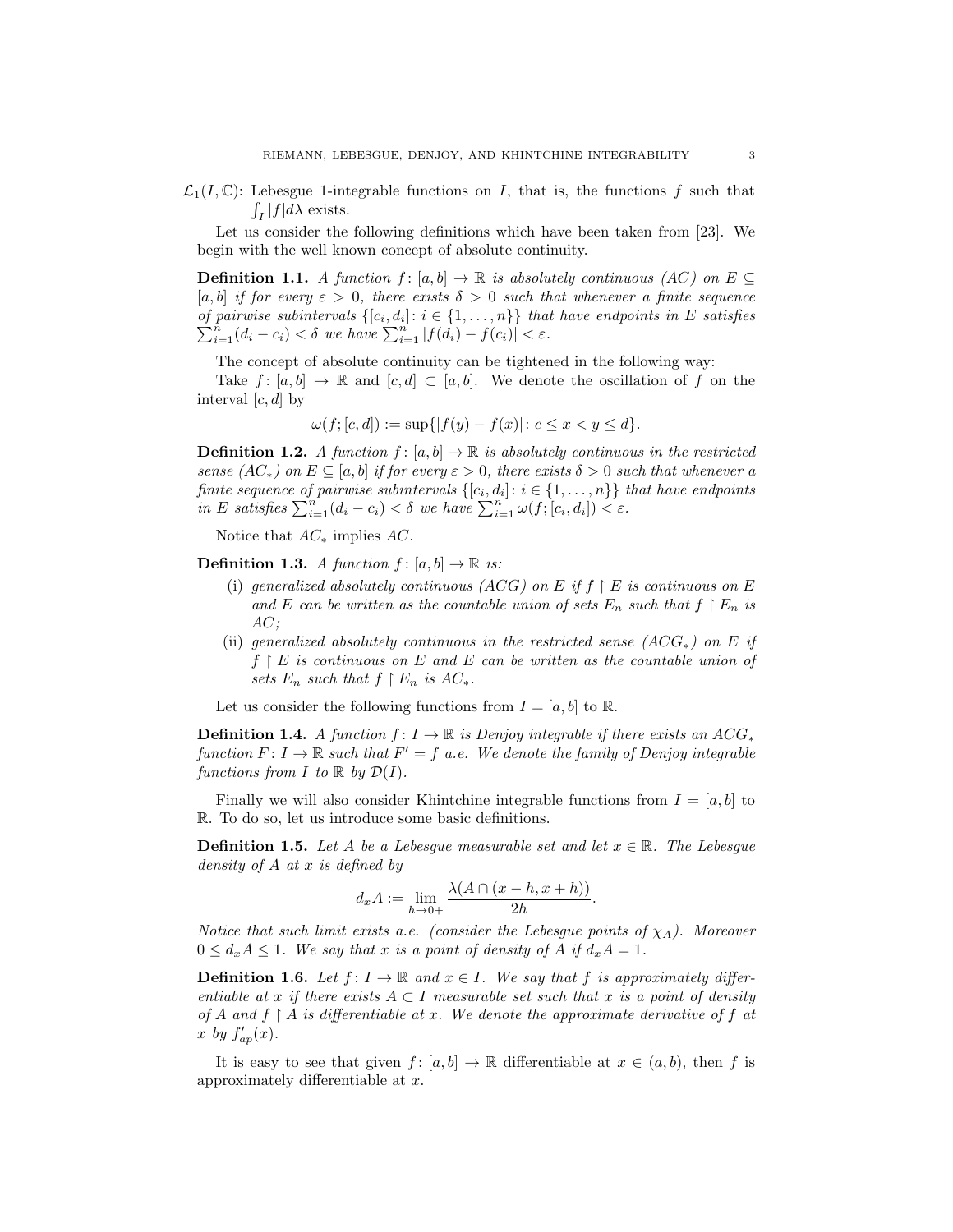$\mathcal{L}_1(I, \mathbb{C})$: Lebesgue 1-integrable functions on $I$, that is, the functions $f$ such that $\int_I |f| d\lambda$ exists.

Let us consider the following definitions which have been taken from [23]. We begin with the well known concept of absolute continuity.

**Definition 1.1.** *A function $f: [a, b] \to \mathbb{R}$ is absolutely continuous (AC) on $E \subseteq [a, b]$ if for every $\varepsilon > 0$, there exists $\delta > 0$ such that whenever a finite sequence of pairwise subintervals $\{[c_i, d_i]: i \in \{1, \ldots, n\}\}$ that have endpoints in $E$ satisfies $\sum_{i=1}^{n}(d_i - c_i) < \delta$ we have $\sum_{i=1}^{n} |f(d_i) - f(c_i)| < \varepsilon$.*

The concept of absolute continuity can be tightened in the following way:

Take $f: [a, b] \to \mathbb{R}$ and $[c, d] \subset [a, b]$. We denote the oscillation of $f$ on the interval $[c, d]$ by

$$\omega(f; [c, d]) := \sup\{|f(y) - f(x)|: c \leq x < y \leq d\}.$$

**Definition 1.2.** *A function $f: [a, b] \to \mathbb{R}$ is absolutely continuous in the restricted sense ($AC_*$) on $E \subseteq [a, b]$ if for every $\varepsilon > 0$, there exists $\delta > 0$ such that whenever a finite sequence of pairwise subintervals $\{[c_i, d_i]: i \in \{1, \ldots, n\}\}$ that have endpoints in $E$ satisfies $\sum_{i=1}^{n}(d_i - c_i) < \delta$ we have $\sum_{i=1}^{n} \omega(f; [c_i, d_i]) < \varepsilon$.*

Notice that $AC_*$ implies $AC$.

**Definition 1.3.** *A function $f: [a, b] \to \mathbb{R}$ is:*

- (i) *generalized absolutely continuous (ACG) on $E$ if $f \restriction E$ is continuous on $E$ and $E$ can be written as the countable union of sets $E_n$ such that $f \restriction E_n$ is $AC$;*
- (ii) *generalized absolutely continuous in the restricted sense ($ACG_*$) on $E$ if $f \restriction E$ is continuous on $E$ and $E$ can be written as the countable union of sets $E_n$ such that $f \restriction E_n$ is $AC_*$.*

Let us consider the following functions from $I = [a, b]$ to $\mathbb{R}$.

**Definition 1.4.** *A function $f: I \to \mathbb{R}$ is Denjoy integrable if there exists an $ACG_*$ function $F: I \to \mathbb{R}$ such that $F' = f$ a.e. We denote the family of Denjoy integrable functions from $I$ to $\mathbb{R}$ by $\mathcal{D}(I)$.*

Finally we will also consider Khintchine integrable functions from $I = [a, b]$ to $\mathbb{R}$. To do so, let us introduce some basic definitions.

**Definition 1.5.** *Let $A$ be a Lebesgue measurable set and let $x \in \mathbb{R}$. The Lebesgue density of $A$ at $x$ is defined by*

$$d_x A := \lim_{h \to 0+} \frac{\lambda(A \cap (x - h, x + h))}{2h}.$$

*Notice that such limit exists a.e. (consider the Lebesgue points of $\chi_A$). Moreover $0 \leq d_x A \leq 1$. We say that $x$ is a point of density of $A$ if $d_x A = 1$.*

**Definition 1.6.** *Let $f: I \to \mathbb{R}$ and $x \in I$. We say that $f$ is approximately differentiable at $x$ if there exists $A \subset I$ measurable set such that $x$ is a point of density of $A$ and $f \restriction A$ is differentiable at $x$. We denote the approximate derivative of $f$ at $x$ by $f'_{ap}(x)$.*

It is easy to see that given $f: [a, b] \to \mathbb{R}$ differentiable at $x \in (a, b)$, then $f$ is approximately differentiable at $x$.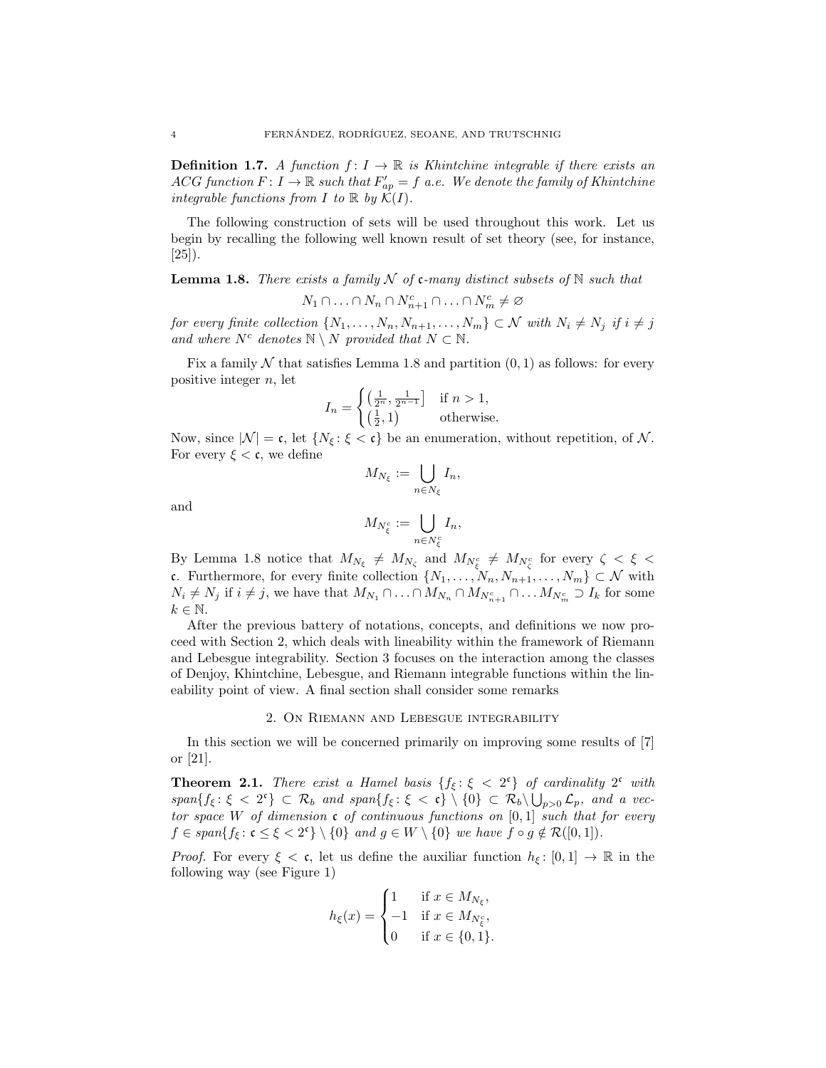**Definition 1.7.** *A function $f\colon I \to \mathbb{R}$ is Khintchine integrable if there exists an ACG function $F\colon I \to \mathbb{R}$ such that $F'_{ap} = f$ a.e. We denote the family of Khintchine integrable functions from $I$ to $\mathbb{R}$ by $\mathcal{K}(I)$.*

The following construction of sets will be used throughout this work. Let us begin by recalling the following well known result of set theory (see, for instance, [25]).

**Lemma 1.8.** *There exists a family $\mathcal{N}$ of $\mathfrak{c}$-many distinct subsets of $\mathbb{N}$ such that*

$$N_1 \cap \ldots \cap N_n \cap N_{n+1}^c \cap \ldots \cap N_m^c \neq \varnothing$$

*for every finite collection $\{N_1, \ldots, N_n, N_{n+1}, \ldots, N_m\} \subset \mathcal{N}$ with $N_i \neq N_j$ if $i \neq j$ and where $N^c$ denotes $\mathbb{N} \setminus N$ provided that $N \subset \mathbb{N}$.*

Fix a family $\mathcal{N}$ that satisfies Lemma 1.8 and partition $(0,1)$ as follows: for every positive integer $n$, let

$$I_n = \begin{cases} \left(\frac{1}{2^n}, \frac{1}{2^{n-1}}\right] & \text{if } n > 1, \\ \left(\frac{1}{2}, 1\right) & \text{otherwise.} \end{cases}$$

Now, since $|\mathcal{N}| = \mathfrak{c}$, let $\{N_\xi : \xi < \mathfrak{c}\}$ be an enumeration, without repetition, of $\mathcal{N}$. For every $\xi < \mathfrak{c}$, we define

$$M_{N_\xi} := \bigcup_{n \in N_\xi} I_n,$$

and

$$M_{N_\xi^c} := \bigcup_{n \in N_\xi^c} I_n,$$

By Lemma 1.8 notice that $M_{N_\xi} \neq M_{N_\zeta}$ and $M_{N_\xi^c} \neq M_{N_\zeta^c}$ for every $\zeta < \xi < \mathfrak{c}$. Furthermore, for every finite collection $\{N_1, \ldots, N_n, N_{n+1}, \ldots, N_m\} \subset \mathcal{N}$ with $N_i \neq N_j$ if $i \neq j$, we have that $M_{N_1} \cap \ldots \cap M_{N_n} \cap M_{N_{n+1}^c} \cap \ldots M_{N_m^c} \supset I_k$ for some $k \in \mathbb{N}$.

After the previous battery of notations, concepts, and definitions we now proceed with Section 2, which deals with lineability within the framework of Riemann and Lebesgue integrability. Section 3 focuses on the interaction among the classes of Denjoy, Khintchine, Lebesgue, and Riemann integrable functions within the lineability point of view. A final section shall consider some remarks

## 2. On Riemann and Lebesgue integrability

In this section we will be concerned primarily on improving some results of [7] or [21].

**Theorem 2.1.** *There exist a Hamel basis $\{f_\xi : \xi < 2^{\mathfrak{c}}\}$ of cardinality $2^{\mathfrak{c}}$ with $span\{f_\xi : \xi < 2^{\mathfrak{c}}\} \subset \mathcal{R}_b$ and $span\{f_\xi : \xi < \mathfrak{c}\} \setminus \{0\} \subset \mathcal{R}_b \setminus \bigcup_{p>0} \mathcal{L}_p$, and a vector space $W$ of dimension $\mathfrak{c}$ of continuous functions on $[0,1]$ such that for every $f \in span\{f_\xi : \mathfrak{c} \leq \xi < 2^{\mathfrak{c}}\} \setminus \{0\}$ and $g \in W \setminus \{0\}$ we have $f \circ g \notin \mathcal{R}([0,1])$.*

*Proof.* For every $\xi < \mathfrak{c}$, let us define the auxiliar function $h_\xi\colon [0,1] \to \mathbb{R}$ in the following way (see Figure 1)

$$h_\xi(x) = \begin{cases} 1 & \text{if } x \in M_{N_\xi}, \\ -1 & \text{if } x \in M_{N_\xi^c}, \\ 0 & \text{if } x \in \{0,1\}. \end{cases}$$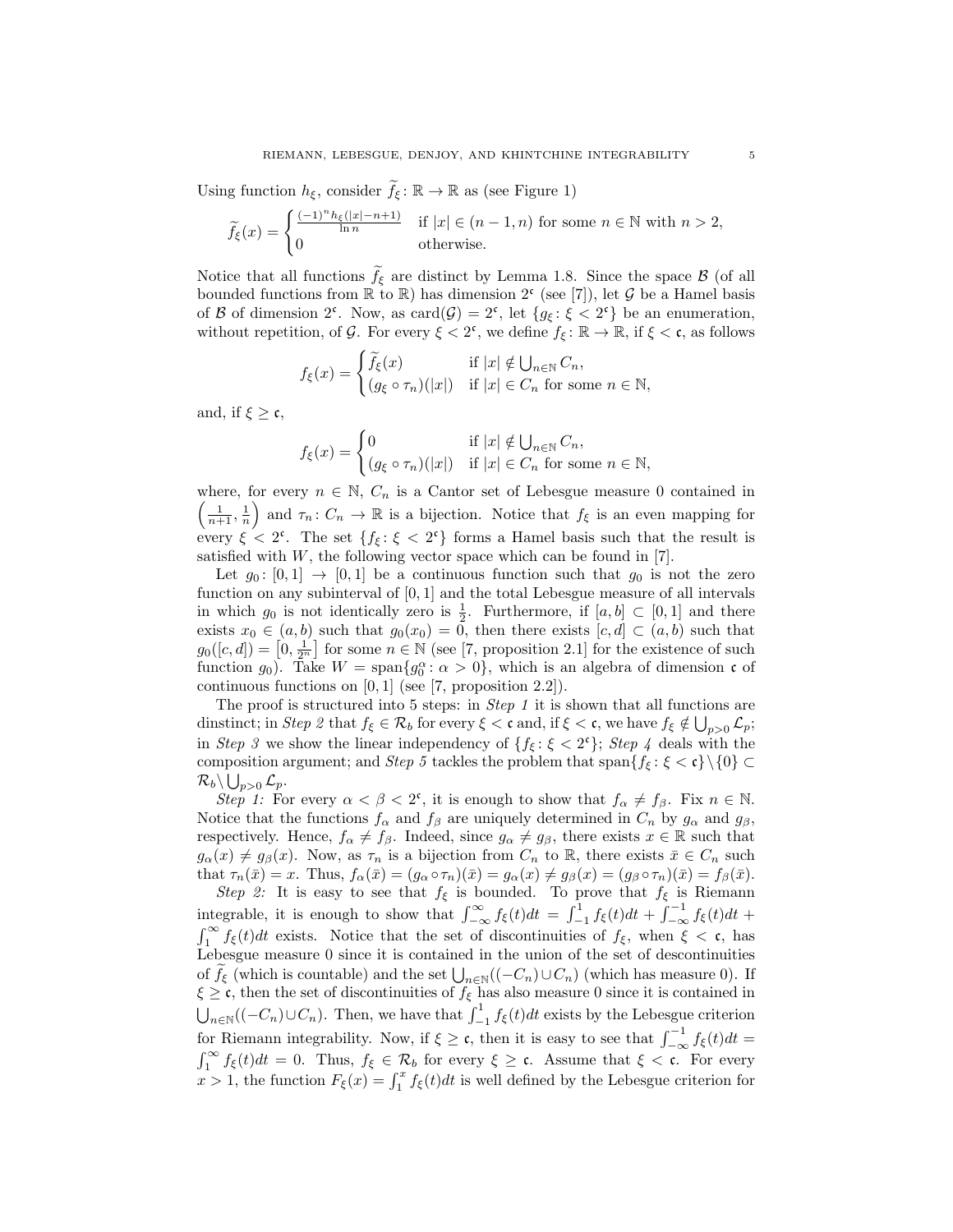Using function $h_\xi$, consider $\widetilde{f}_\xi\colon \mathbb{R} \to \mathbb{R}$ as (see Figure 1)

$$\widetilde{f}_\xi(x) = \begin{cases} \frac{(-1)^n h_\xi(|x|-n+1)}{\ln n} & \text{if } |x| \in (n-1, n) \text{ for some } n \in \mathbb{N} \text{ with } n > 2, \\ 0 & \text{otherwise.} \end{cases}$$

Notice that all functions $\widetilde{f}_\xi$ are distinct by Lemma 1.8. Since the space $\mathcal{B}$ (of all bounded functions from $\mathbb{R}$ to $\mathbb{R}$) has dimension $2^{\mathfrak{c}}$ (see [7]), let $\mathcal{G}$ be a Hamel basis of $\mathcal{B}$ of dimension $2^{\mathfrak{c}}$. Now, as $\mathrm{card}(\mathcal{G}) = 2^{\mathfrak{c}}$, let $\{g_\xi \colon \xi < 2^{\mathfrak{c}}\}$ be an enumeration, without repetition, of $\mathcal{G}$. For every $\xi < 2^{\mathfrak{c}}$, we define $f_\xi \colon \mathbb{R} \to \mathbb{R}$, if $\xi < \mathfrak{c}$, as follows

$$f_\xi(x) = \begin{cases} \widetilde{f}_\xi(x) & \text{if } |x| \notin \bigcup_{n\in\mathbb{N}} C_n, \\ (g_\xi \circ \tau_n)(|x|) & \text{if } |x| \in C_n \text{ for some } n \in \mathbb{N}, \end{cases}$$

and, if $\xi \geq \mathfrak{c}$,

$$f_\xi(x) = \begin{cases} 0 & \text{if } |x| \notin \bigcup_{n\in\mathbb{N}} C_n, \\ (g_\xi \circ \tau_n)(|x|) & \text{if } |x| \in C_n \text{ for some } n \in \mathbb{N}, \end{cases}$$

where, for every $n \in \mathbb{N}$, $C_n$ is a Cantor set of Lebesgue measure 0 contained in $\left(\frac{1}{n+1}, \frac{1}{n}\right)$ and $\tau_n \colon C_n \to \mathbb{R}$ is a bijection. Notice that $f_\xi$ is an even mapping for every $\xi < 2^{\mathfrak{c}}$. The set $\{f_\xi \colon \xi < 2^{\mathfrak{c}}\}$ forms a Hamel basis such that the result is satisfied with $W$, the following vector space which can be found in [7].

Let $g_0 \colon [0,1] \to [0,1]$ be a continuous function such that $g_0$ is not the zero function on any subinterval of $[0,1]$ and the total Lebesgue measure of all intervals in which $g_0$ is not identically zero is $\frac{1}{2}$. Furthermore, if $[a,b] \subset [0,1]$ and there exists $x_0 \in (a,b)$ such that $g_0(x_0) = 0$, then there exists $[c,d] \subset (a,b)$ such that $g_0([c,d]) = \left[0, \frac{1}{2^n}\right]$ for some $n \in \mathbb{N}$ (see [7, proposition 2.1] for the existence of such function $g_0$). Take $W = \mathrm{span}\{g_0^\alpha \colon \alpha > 0\}$, which is an algebra of dimension $\mathfrak{c}$ of continuous functions on $[0,1]$ (see [7, proposition 2.2]).

The proof is structured into 5 steps: in *Step 1* it is shown that all functions are dinstinct; in *Step 2* that $f_\xi \in \mathcal{R}_b$ for every $\xi < \mathfrak{c}$ and, if $\xi < \mathfrak{c}$, we have $f_\xi \notin \bigcup_{p>0} \mathcal{L}_p$; in *Step 3* we show the linear independency of $\{f_\xi \colon \xi < 2^{\mathfrak{c}}\}$; *Step 4* deals with the composition argument; and *Step 5* tackles the problem that $\mathrm{span}\{f_\xi \colon \xi < \mathfrak{c}\} \setminus \{0\} \subset \mathcal{R}_b \setminus \bigcup_{p>0} \mathcal{L}_p$.

*Step 1:* For every $\alpha < \beta < 2^{\mathfrak{c}}$, it is enough to show that $f_\alpha \neq f_\beta$. Fix $n \in \mathbb{N}$. Notice that the functions $f_\alpha$ and $f_\beta$ are uniquely determined in $C_n$ by $g_\alpha$ and $g_\beta$, respectively. Hence, $f_\alpha \neq f_\beta$. Indeed, since $g_\alpha \neq g_\beta$, there exists $x \in \mathbb{R}$ such that $g_\alpha(x) \neq g_\beta(x)$. Now, as $\tau_n$ is a bijection from $C_n$ to $\mathbb{R}$, there exists $\bar{x} \in C_n$ such that $\tau_n(\bar{x}) = x$. Thus, $f_\alpha(\bar{x}) = (g_\alpha \circ \tau_n)(\bar{x}) = g_\alpha(x) \neq g_\beta(x) = (g_\beta \circ \tau_n)(\bar{x}) = f_\beta(\bar{x})$.

*Step 2:* It is easy to see that $f_\xi$ is bounded. To prove that $f_\xi$ is Riemann integrable, it is enough to show that $\int_{-\infty}^{\infty} f_\xi(t)dt = \int_{-1}^{1} f_\xi(t)dt + \int_{-\infty}^{-1} f_\xi(t)dt + \int_{1}^{\infty} f_\xi(t)dt$ exists. Notice that the set of discontinuities of $f_\xi$, when $\xi < \mathfrak{c}$, has Lebesgue measure 0 since it is contained in the union of the set of descontinuities of $\widetilde{f}_\xi$ (which is countable) and the set $\bigcup_{n\in\mathbb{N}}((-C_n) \cup C_n)$ (which has measure 0). If $\xi \geq \mathfrak{c}$, then the set of discontinuities of $f_\xi$ has also measure 0 since it is contained in $\bigcup_{n\in\mathbb{N}}((-C_n) \cup C_n)$. Then, we have that $\int_{-1}^{1} f_\xi(t)dt$ exists by the Lebesgue criterion for Riemann integrability. Now, if $\xi \geq \mathfrak{c}$, then it is easy to see that $\int_{-\infty}^{-1} f_\xi(t)dt = \int_{1}^{\infty} f_\xi(t)dt = 0$. Thus, $f_\xi \in \mathcal{R}_b$ for every $\xi \geq \mathfrak{c}$. Assume that $\xi < \mathfrak{c}$. For every $x > 1$, the function $F_\xi(x) = \int_1^x f_\xi(t)dt$ is well defined by the Lebesgue criterion for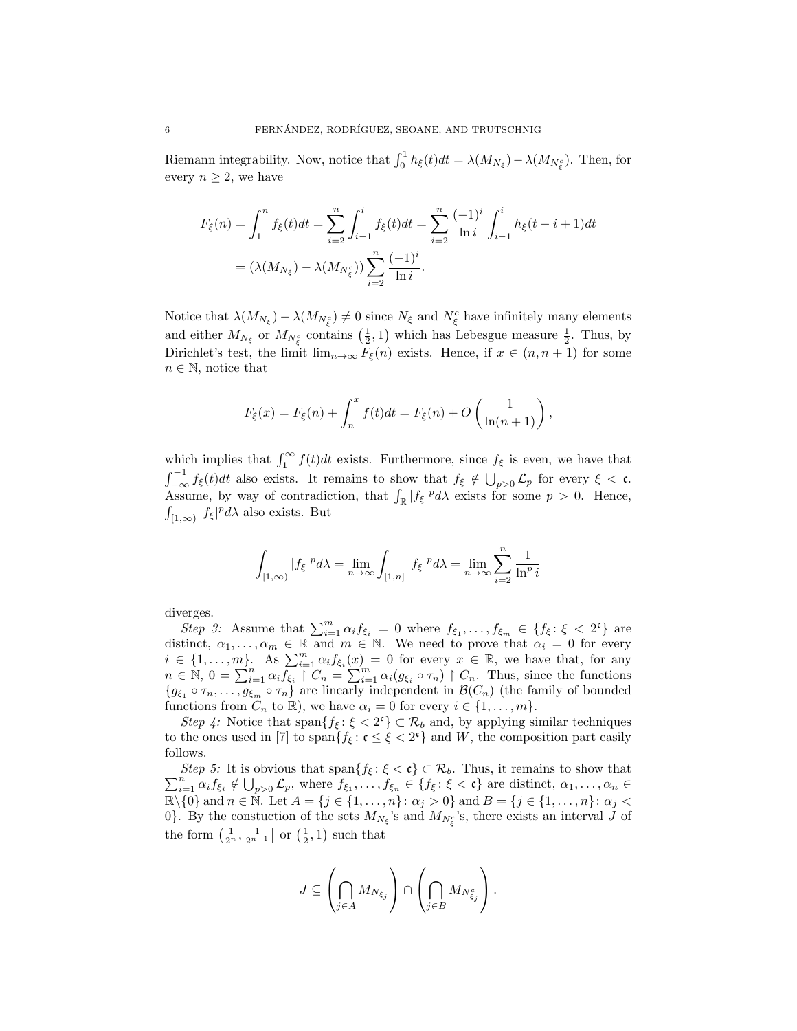Riemann integrability. Now, notice that $\int_0^1 h_\xi(t)dt = \lambda(M_{N_\xi}) - \lambda(M_{N_\xi^c})$. Then, for every $n \geq 2$, we have

$$
\begin{aligned}
F_\xi(n) = \int_1^n f_\xi(t)dt &= \sum_{i=2}^n \int_{i-1}^i f_\xi(t)dt = \sum_{i=2}^n \frac{(-1)^i}{\ln i} \int_{i-1}^i h_\xi(t-i+1)dt \\
&= (\lambda(M_{N_\xi}) - \lambda(M_{N_\xi^c})) \sum_{i=2}^n \frac{(-1)^i}{\ln i}.
\end{aligned}
$$

Notice that $\lambda(M_{N_\xi}) - \lambda(M_{N_\xi^c}) \neq 0$ since $N_\xi$ and $N_\xi^c$ have infinitely many elements and either $M_{N_\xi}$ or $M_{N_\xi^c}$ contains $\left(\frac{1}{2}, 1\right)$ which has Lebesgue measure $\frac{1}{2}$. Thus, by Dirichlet's test, the limit $\lim_{n\to\infty} F_\xi(n)$ exists. Hence, if $x \in (n, n+1)$ for some $n \in \mathbb{N}$, notice that

$$
F_\xi(x) = F_\xi(n) + \int_n^x f(t)dt = F_\xi(n) + O\left(\frac{1}{\ln(n+1)}\right),
$$

which implies that $\int_1^\infty f(t)dt$ exists. Furthermore, since $f_\xi$ is even, we have that $\int_{-\infty}^{-1} f_\xi(t)dt$ also exists. It remains to show that $f_\xi \notin \bigcup_{p>0} \mathcal{L}_p$ for every $\xi < \mathfrak{c}$. Assume, by way of contradiction, that $\int_\mathbb{R} |f_\xi|^p d\lambda$ exists for some $p > 0$. Hence, $\int_{[1,\infty)} |f_\xi|^p d\lambda$ also exists. But

$$
\int_{[1,\infty)} |f_\xi|^p d\lambda = \lim_{n\to\infty} \int_{[1,n]} |f_\xi|^p d\lambda = \lim_{n\to\infty} \sum_{i=2}^n \frac{1}{\ln^p i}
$$

diverges.

*Step 3:* Assume that $\sum_{i=1}^m \alpha_i f_{\xi_i} = 0$ where $f_{\xi_1}, \ldots, f_{\xi_m} \in \{f_\xi \colon \xi < 2^\mathfrak{c}\}$ are distinct, $\alpha_1, \ldots, \alpha_m \in \mathbb{R}$ and $m \in \mathbb{N}$. We need to prove that $\alpha_i = 0$ for every $i \in \{1, \ldots, m\}$. As $\sum_{i=1}^m \alpha_i f_{\xi_i}(x) = 0$ for every $x \in \mathbb{R}$, we have that, for any $n \in \mathbb{N}$, $0 = \sum_{i=1}^n \alpha_i f_{\xi_i} \restriction C_n = \sum_{i=1}^m \alpha_i (g_{\xi_i} \circ \tau_n) \restriction C_n$. Thus, since the functions $\{g_{\xi_1} \circ \tau_n, \ldots, g_{\xi_m} \circ \tau_n\}$ are linearly independent in $\mathcal{B}(C_n)$ (the family of bounded functions from $C_n$ to $\mathbb{R}$), we have $\alpha_i = 0$ for every $i \in \{1, \ldots, m\}$.

*Step 4:* Notice that $\operatorname{span}\{f_\xi \colon \xi < 2^\mathfrak{c}\} \subset \mathcal{R}_b$ and, by applying similar techniques to the ones used in [7] to $\operatorname{span}\{f_\xi \colon \mathfrak{c} \leq \xi < 2^\mathfrak{c}\}$ and $W$, the composition part easily follows.

*Step 5:* It is obvious that $\operatorname{span}\{f_\xi \colon \xi < \mathfrak{c}\} \subset \mathcal{R}_b$. Thus, it remains to show that $\sum_{i=1}^n \alpha_i f_{\xi_i} \notin \bigcup_{p>0} \mathcal{L}_p$, where $f_{\xi_1}, \ldots, f_{\xi_n} \in \{f_\xi \colon \xi < \mathfrak{c}\}$ are distinct, $\alpha_1, \ldots, \alpha_n \in \mathbb{R}\setminus\{0\}$ and $n \in \mathbb{N}$. Let $A = \{j \in \{1, \ldots, n\} \colon \alpha_j > 0\}$ and $B = \{j \in \{1, \ldots, n\} \colon \alpha_j < 0\}$. By the constuction of the sets $M_{N_\xi}$'s and $M_{N_\xi^c}$'s, there exists an interval $J$ of the form $\left(\frac{1}{2^n}, \frac{1}{2^{n-1}}\right]$ or $\left(\frac{1}{2}, 1\right)$ such that

$$
J \subseteq \left(\bigcap_{j\in A} M_{N_{\xi_j}}\right) \cap \left(\bigcap_{j\in B} M_{N_{\xi_j}^c}\right).
$$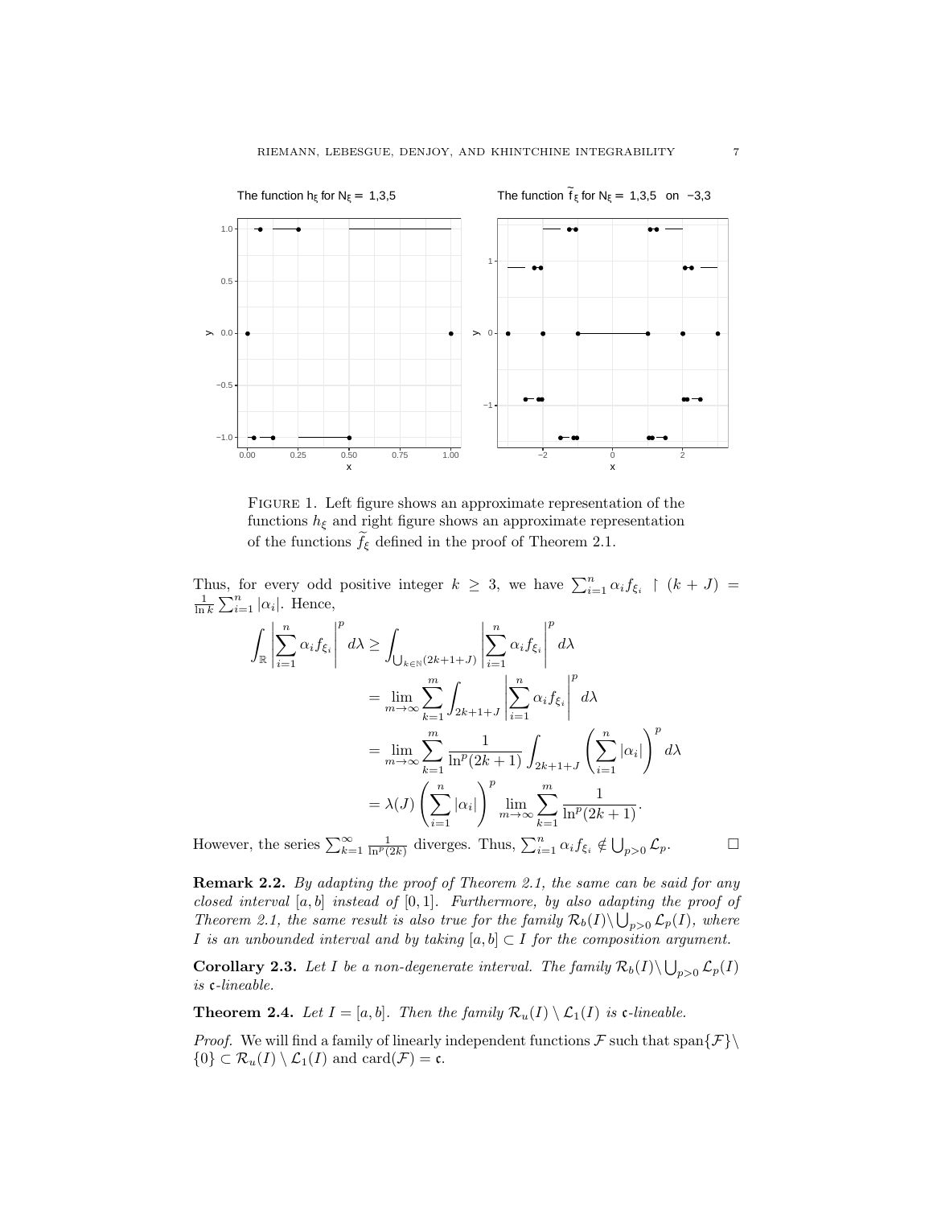FIGURE 1. Left figure shows an approximate representation of the functions $h_\xi$ and right figure shows an approximate representation of the functions $\widetilde{f}_\xi$ defined in the proof of Theorem 2.1.

Thus, for every odd positive integer $k \geq 3$, we have $\sum_{i=1}^n \alpha_i f_{\xi_i} \upharpoonright (k + J) = \frac{1}{\ln k} \sum_{i=1}^n |\alpha_i|$. Hence,

$$
\begin{aligned}
\int_{\mathbb{R}} \left| \sum_{i=1}^n \alpha_i f_{\xi_i} \right|^p d\lambda &\geq \int_{\bigcup_{k\in\mathbb{N}}(2k+1+J)} \left| \sum_{i=1}^n \alpha_i f_{\xi_i} \right|^p d\lambda \\
&= \lim_{m\to\infty} \sum_{k=1}^m \int_{2k+1+J} \left| \sum_{i=1}^n \alpha_i f_{\xi_i} \right|^p d\lambda \\
&= \lim_{m\to\infty} \sum_{k=1}^m \frac{1}{\ln^p(2k+1)} \int_{2k+1+J} \left( \sum_{i=1}^n |\alpha_i| \right)^p d\lambda \\
&= \lambda(J) \left( \sum_{i=1}^n |\alpha_i| \right)^p \lim_{m\to\infty} \sum_{k=1}^m \frac{1}{\ln^p(2k+1)}.
\end{aligned}
$$

However, the series $\sum_{k=1}^\infty \frac{1}{\ln^p(2k)}$ diverges. Thus, $\sum_{i=1}^n \alpha_i f_{\xi_i} \notin \bigcup_{p>0} \mathcal{L}_p$. $\square$

**Remark 2.2.** *By adapting the proof of Theorem 2.1, the same can be said for any closed interval $[a, b]$ instead of $[0, 1]$. Furthermore, by also adapting the proof of Theorem 2.1, the same result is also true for the family $\mathcal{R}_b(I) \setminus \bigcup_{p>0} \mathcal{L}_p(I)$, where $I$ is an unbounded interval and by taking $[a, b] \subset I$ for the composition argument.*

**Corollary 2.3.** *Let $I$ be a non-degenerate interval. The family $\mathcal{R}_b(I) \setminus \bigcup_{p>0} \mathcal{L}_p(I)$ is $\mathfrak{c}$-lineable.*

**Theorem 2.4.** *Let $I = [a, b]$. Then the family $\mathcal{R}_u(I) \setminus \mathcal{L}_1(I)$ is $\mathfrak{c}$-lineable.*

*Proof.* We will find a family of linearly independent functions $\mathcal{F}$ such that $\operatorname{span}\{\mathcal{F}\} \setminus \{0\} \subset \mathcal{R}_u(I) \setminus \mathcal{L}_1(I)$ and $\operatorname{card}(\mathcal{F}) = \mathfrak{c}$.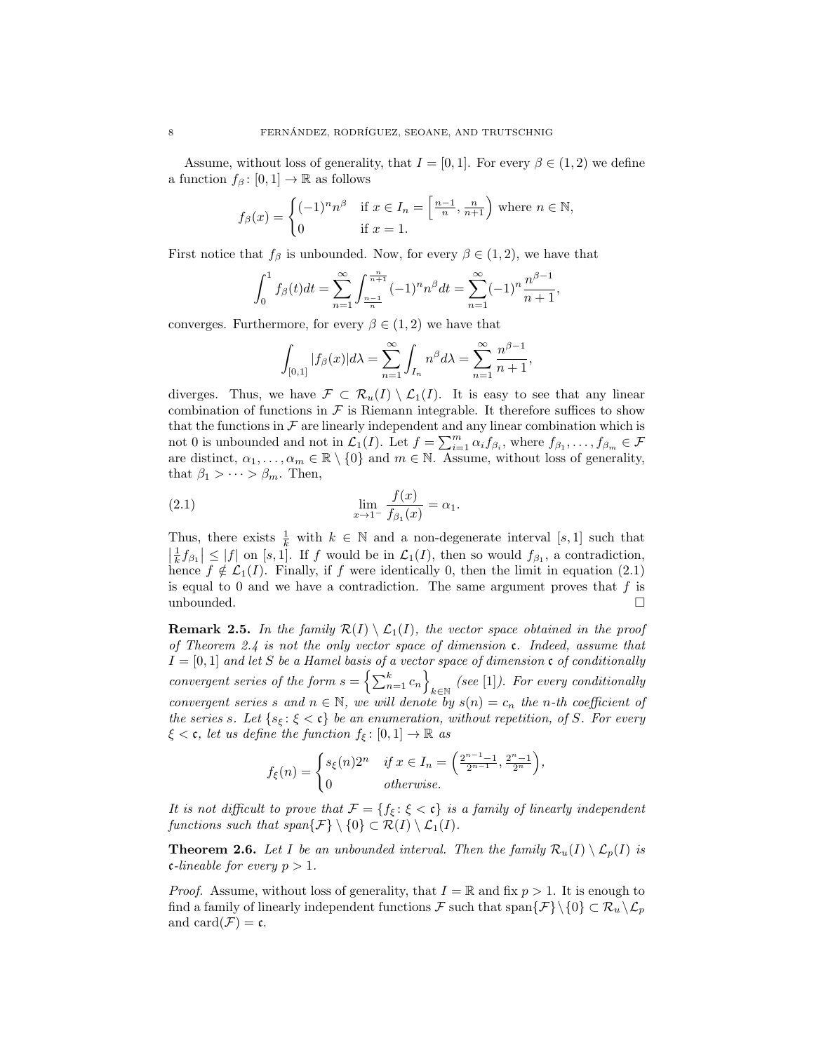Assume, without loss of generality, that $I = [0,1]$. For every $\beta \in (1,2)$ we define a function $f_\beta \colon [0,1] \to \mathbb{R}$ as follows

$$f_\beta(x) = \begin{cases} (-1)^n n^\beta & \text{if } x \in I_n = \left[\frac{n-1}{n}, \frac{n}{n+1}\right) \text{ where } n \in \mathbb{N}, \\ 0 & \text{if } x = 1. \end{cases}$$

First notice that $f_\beta$ is unbounded. Now, for every $\beta \in (1,2)$, we have that

$$\int_0^1 f_\beta(t)dt = \sum_{n=1}^\infty \int_{\frac{n-1}{n}}^{\frac{n}{n+1}} (-1)^n n^\beta dt = \sum_{n=1}^\infty (-1)^n \frac{n^{\beta-1}}{n+1},$$

converges. Furthermore, for every $\beta \in (1,2)$ we have that

$$\int_{[0,1]} |f_\beta(x)| d\lambda = \sum_{n=1}^\infty \int_{I_n} n^\beta d\lambda = \sum_{n=1}^\infty \frac{n^{\beta-1}}{n+1},$$

diverges. Thus, we have $\mathcal{F} \subset \mathcal{R}_u(I) \setminus \mathcal{L}_1(I)$. It is easy to see that any linear combination of functions in $\mathcal{F}$ is Riemann integrable. It therefore suffices to show that the functions in $\mathcal{F}$ are linearly independent and any linear combination which is not 0 is unbounded and not in $\mathcal{L}_1(I)$. Let $f = \sum_{i=1}^m \alpha_i f_{\beta_i}$, where $f_{\beta_1}, \ldots, f_{\beta_m} \in \mathcal{F}$ are distinct, $\alpha_1, \ldots, \alpha_m \in \mathbb{R} \setminus \{0\}$ and $m \in \mathbb{N}$. Assume, without loss of generality, that $\beta_1 > \cdots > \beta_m$. Then,

$$\lim_{x \to 1^-} \frac{f(x)}{f_{\beta_1}(x)} = \alpha_1. \tag{2.1}$$

Thus, there exists $\frac{1}{k}$ with $k \in \mathbb{N}$ and a non-degenerate interval $[s,1]$ such that $\left|\frac{1}{k} f_{\beta_1}\right| \le |f|$ on $[s,1]$. If $f$ would be in $\mathcal{L}_1(I)$, then so would $f_{\beta_1}$, a contradiction, hence $f \notin \mathcal{L}_1(I)$. Finally, if $f$ were identically 0, then the limit in equation (2.1) is equal to 0 and we have a contradiction. The same argument proves that $f$ is unbounded. $\square$

**Remark 2.5.** *In the family $\mathcal{R}(I) \setminus \mathcal{L}_1(I)$, the vector space obtained in the proof of Theorem 2.4 is not the only vector space of dimension $\mathfrak{c}$. Indeed, assume that $I = [0,1]$ and let $S$ be a Hamel basis of a vector space of dimension $\mathfrak{c}$ of conditionally convergent series of the form $s = \left\{\sum_{n=1}^k c_n\right\}_{k \in \mathbb{N}}$ (see [1]). For every conditionally convergent series $s$ and $n \in \mathbb{N}$, we will denote by $s(n) = c_n$ the $n$-th coefficient of the series $s$. Let $\{s_\xi \colon \xi < \mathfrak{c}\}$ be an enumeration, without repetition, of $S$. For every $\xi < \mathfrak{c}$, let us define the function $f_\xi \colon [0,1] \to \mathbb{R}$ as*

$$f_\xi(n) = \begin{cases} s_\xi(n) 2^n & \text{if } x \in I_n = \left(\frac{2^{n-1}-1}{2^{n-1}}, \frac{2^n-1}{2^n}\right), \\ 0 & \text{otherwise.} \end{cases}$$

*It is not difficult to prove that $\mathcal{F} = \{f_\xi \colon \xi < \mathfrak{c}\}$ is a family of linearly independent functions such that $\operatorname{span}\{\mathcal{F}\} \setminus \{0\} \subset \mathcal{R}(I) \setminus \mathcal{L}_1(I)$.*

**Theorem 2.6.** *Let $I$ be an unbounded interval. Then the family $\mathcal{R}_u(I) \setminus \mathcal{L}_p(I)$ is $\mathfrak{c}$-lineable for every $p > 1$.*

*Proof.* Assume, without loss of generality, that $I = \mathbb{R}$ and fix $p > 1$. It is enough to find a family of linearly independent functions $\mathcal{F}$ such that $\operatorname{span}\{\mathcal{F}\} \setminus \{0\} \subset \mathcal{R}_u \setminus \mathcal{L}_p$ and $\operatorname{card}(\mathcal{F}) = \mathfrak{c}$.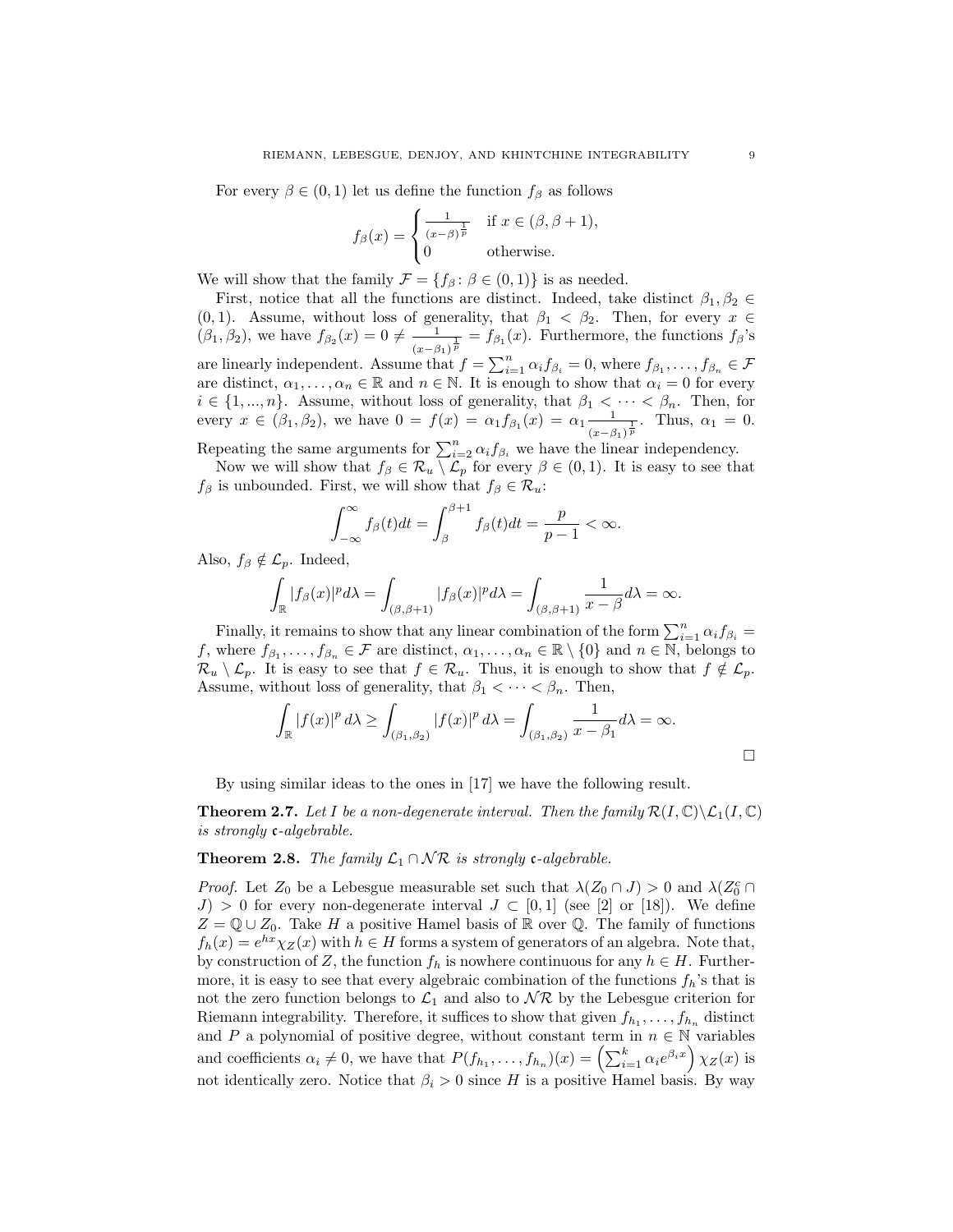For every $\beta \in (0,1)$ let us define the function $f_\beta$ as follows

$$f_\beta(x) = \begin{cases} \frac{1}{(x-\beta)^{\frac{1}{p}}} & \text{if } x \in (\beta, \beta+1), \\ 0 & \text{otherwise.} \end{cases}$$

We will show that the family $\mathcal{F} = \{f_\beta : \beta \in (0,1)\}$ is as needed.

First, notice that all the functions are distinct. Indeed, take distinct $\beta_1, \beta_2 \in (0,1)$. Assume, without loss of generality, that $\beta_1 < \beta_2$. Then, for every $x \in (\beta_1, \beta_2)$, we have $f_{\beta_2}(x) = 0 \neq \frac{1}{(x-\beta_1)^{\frac{1}{p}}} = f_{\beta_1}(x)$. Furthermore, the functions $f_\beta$'s are linearly independent. Assume that $f = \sum_{i=1}^n \alpha_i f_{\beta_i} = 0$, where $f_{\beta_1}, \ldots, f_{\beta_n} \in \mathcal{F}$ are distinct, $\alpha_1, \ldots, \alpha_n \in \mathbb{R}$ and $n \in \mathbb{N}$. It is enough to show that $\alpha_i = 0$ for every $i \in \{1, ..., n\}$. Assume, without loss of generality, that $\beta_1 < \cdots < \beta_n$. Then, for every $x \in (\beta_1, \beta_2)$, we have $0 = f(x) = \alpha_1 f_{\beta_1}(x) = \alpha_1 \frac{1}{(x-\beta_1)^{\frac{1}{p}}}$. Thus, $\alpha_1 = 0$. Repeating the same arguments for $\sum_{i=2}^n \alpha_i f_{\beta_i}$ we have the linear independency.

Now we will show that $f_\beta \in \mathcal{R}_u \setminus \mathcal{L}_p$ for every $\beta \in (0,1)$. It is easy to see that $f_\beta$ is unbounded. First, we will show that $f_\beta \in \mathcal{R}_u$:

$$\int_{-\infty}^{\infty} f_\beta(t)dt = \int_\beta^{\beta+1} f_\beta(t)dt = \frac{p}{p-1} < \infty.$$

Also, $f_\beta \notin \mathcal{L}_p$. Indeed,

$$\int_{\mathbb{R}} |f_\beta(x)|^p d\lambda = \int_{(\beta,\beta+1)} |f_\beta(x)|^p d\lambda = \int_{(\beta,\beta+1)} \frac{1}{x-\beta} d\lambda = \infty.$$

Finally, it remains to show that any linear combination of the form $\sum_{i=1}^n \alpha_i f_{\beta_i} = f$, where $f_{\beta_1}, \ldots, f_{\beta_n} \in \mathcal{F}$ are distinct, $\alpha_1, \ldots, \alpha_n \in \mathbb{R} \setminus \{0\}$ and $n \in \mathbb{N}$, belongs to $\mathcal{R}_u \setminus \mathcal{L}_p$. It is easy to see that $f \in \mathcal{R}_u$. Thus, it is enough to show that $f \notin \mathcal{L}_p$. Assume, without loss of generality, that $\beta_1 < \cdots < \beta_n$. Then,

$$\int_{\mathbb{R}} |f(x)|^p \, d\lambda \geq \int_{(\beta_1,\beta_2)} |f(x)|^p \, d\lambda = \int_{(\beta_1,\beta_2)} \frac{1}{x-\beta_1} d\lambda = \infty.$$

$\square$

By using similar ideas to the ones in [17] we have the following result.

**Theorem 2.7.** *Let $I$ be a non-degenerate interval. Then the family $\mathcal{R}(I,\mathbb{C}) \setminus \mathcal{L}_1(I,\mathbb{C})$ is strongly $\mathfrak{c}$-algebrable.*

**Theorem 2.8.** *The family $\mathcal{L}_1 \cap \mathcal{NR}$ is strongly $\mathfrak{c}$-algebrable.*

*Proof.* Let $Z_0$ be a Lebesgue measurable set such that $\lambda(Z_0 \cap J) > 0$ and $\lambda(Z_0^c \cap J) > 0$ for every non-degenerate interval $J \subset [0,1]$ (see [2] or [18]). We define $Z = \mathbb{Q} \cup Z_0$. Take $H$ a positive Hamel basis of $\mathbb{R}$ over $\mathbb{Q}$. The family of functions $f_h(x) = e^{hx}\chi_Z(x)$ with $h \in H$ forms a system of generators of an algebra. Note that, by construction of $Z$, the function $f_h$ is nowhere continuous for any $h \in H$. Furthermore, it is easy to see that every algebraic combination of the functions $f_h$'s that is not the zero function belongs to $\mathcal{L}_1$ and also to $\mathcal{NR}$ by the Lebesgue criterion for Riemann integrability. Therefore, it suffices to show that given $f_{h_1}, \ldots, f_{h_n}$ distinct and $P$ a polynomial of positive degree, without constant term in $n \in \mathbb{N}$ variables and coefficients $\alpha_i \neq 0$, we have that $P(f_{h_1}, \ldots, f_{h_n})(x) = \left(\sum_{i=1}^k \alpha_i e^{\beta_i x}\right) \chi_Z(x)$ is not identically zero. Notice that $\beta_i > 0$ since $H$ is a positive Hamel basis. By way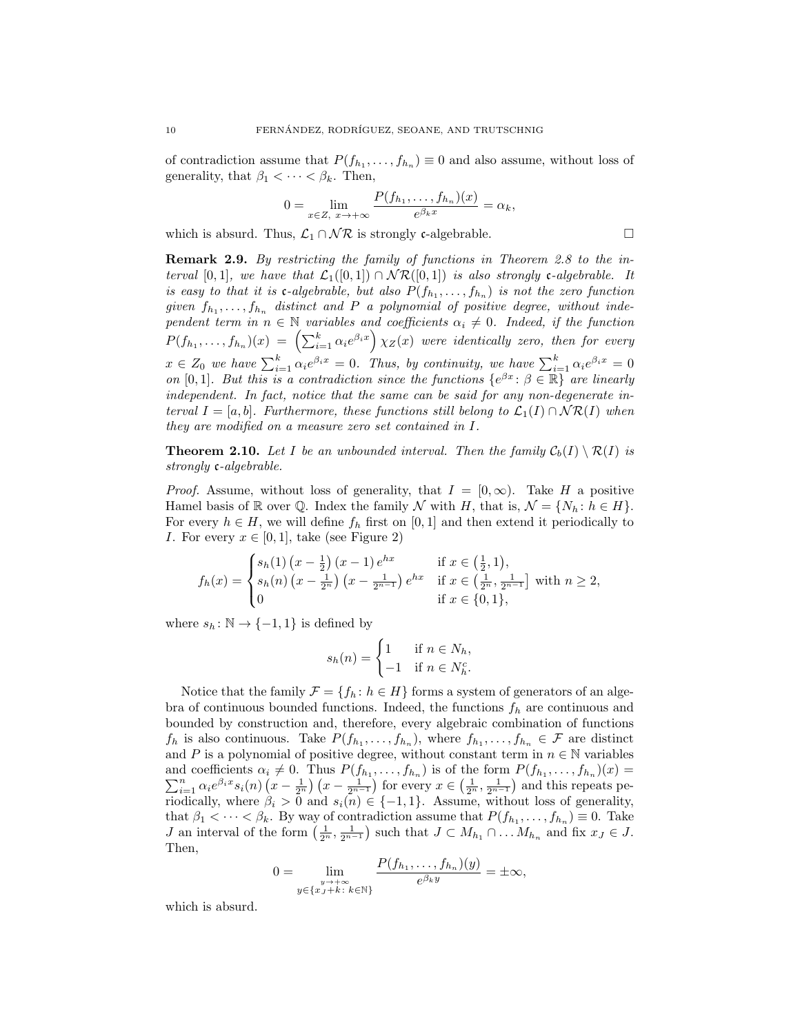of contradiction assume that $P(f_{h_1}, \dots, f_{h_n}) \equiv 0$ and also assume, without loss of generality, that $\beta_1 < \dots < \beta_k$. Then,

$$0 = \lim_{x \in Z,\ x \to +\infty} \frac{P(f_{h_1}, \dots, f_{h_n})(x)}{e^{\beta_k x}} = \alpha_k,$$

which is absurd. Thus, $\mathcal{L}_1 \cap \mathcal{NR}$ is strongly $\mathfrak{c}$-algebrable. □

**Remark 2.9.** *By restricting the family of functions in Theorem 2.8 to the interval $[0,1]$, we have that $\mathcal{L}_1([0,1]) \cap \mathcal{NR}([0,1])$ is also strongly $\mathfrak{c}$-algebrable. It is easy to that it is $\mathfrak{c}$-algebrable, but also $P(f_{h_1}, \dots, f_{h_n})$ is not the zero function given $f_{h_1}, \dots, f_{h_n}$ distinct and $P$ a polynomial of positive degree, without independent term in $n \in \mathbb{N}$ variables and coefficients $\alpha_i \neq 0$. Indeed, if the function $P(f_{h_1}, \dots, f_{h_n})(x) = \left(\sum_{i=1}^{k} \alpha_i e^{\beta_i x}\right) \chi_Z(x)$ were identically zero, then for every $x \in Z_0$ we have $\sum_{i=1}^{k} \alpha_i e^{\beta_i x} = 0$. Thus, by continuity, we have $\sum_{i=1}^{k} \alpha_i e^{\beta_i x} = 0$ on $[0,1]$. But this is a contradiction since the functions $\{e^{\beta x} \colon \beta \in \mathbb{R}\}$ are linearly independent. In fact, notice that the same can be said for any non-degenerate interval $I = [a,b]$. Furthermore, these functions still belong to $\mathcal{L}_1(I) \cap \mathcal{NR}(I)$ when they are modified on a measure zero set contained in $I$.*

**Theorem 2.10.** *Let $I$ be an unbounded interval. Then the family $\mathcal{C}_b(I) \setminus \mathcal{R}(I)$ is strongly $\mathfrak{c}$-algebrable.*

*Proof.* Assume, without loss of generality, that $I = [0, \infty)$. Take $H$ a positive Hamel basis of $\mathbb{R}$ over $\mathbb{Q}$. Index the family $\mathcal{N}$ with $H$, that is, $\mathcal{N} = \{N_h \colon h \in H\}$. For every $h \in H$, we will define $f_h$ first on $[0,1]$ and then extend it periodically to $I$. For every $x \in [0,1]$, take (see Figure 2)

$$f_h(x) = \begin{cases} s_h(1)\left(x - \frac{1}{2}\right)(x-1)\, e^{hx} & \text{if } x \in \left(\frac{1}{2}, 1\right), \\ s_h(n)\left(x - \frac{1}{2^n}\right)\left(x - \frac{1}{2^{n-1}}\right) e^{hx} & \text{if } x \in \left(\frac{1}{2^n}, \frac{1}{2^{n-1}}\right] \text{ with } n \geq 2, \\ 0 & \text{if } x \in \{0, 1\}, \end{cases}$$

where $s_h \colon \mathbb{N} \to \{-1, 1\}$ is defined by

$$s_h(n) = \begin{cases} 1 & \text{if } n \in N_h, \\ -1 & \text{if } n \in N_h^c. \end{cases}$$

Notice that the family $\mathcal{F} = \{f_h \colon h \in H\}$ forms a system of generators of an algebra of continuous bounded functions. Indeed, the functions $f_h$ are continuous and bounded by construction and, therefore, every algebraic combination of functions $f_h$ is also continuous. Take $P(f_{h_1}, \dots, f_{h_n})$, where $f_{h_1}, \dots, f_{h_n} \in \mathcal{F}$ are distinct and $P$ is a polynomial of positive degree, without constant term in $n \in \mathbb{N}$ variables and coefficients $\alpha_i \neq 0$. Thus $P(f_{h_1}, \dots, f_{h_n})$ is of the form $P(f_{h_1}, \dots, f_{h_n})(x) = \sum_{i=1}^{n} \alpha_i e^{\beta_i x} s_i(n)\left(x - \frac{1}{2^n}\right)\left(x - \frac{1}{2^{n-1}}\right)$ for every $x \in \left(\frac{1}{2^n}, \frac{1}{2^{n-1}}\right)$ and this repeats periodically, where $\beta_i > 0$ and $s_i(n) \in \{-1, 1\}$. Assume, without loss of generality, that $\beta_1 < \dots < \beta_k$. By way of contradiction assume that $P(f_{h_1}, \dots, f_{h_n}) \equiv 0$. Take $J$ an interval of the form $\left(\frac{1}{2^n}, \frac{1}{2^{n-1}}\right)$ such that $J \subset M_{h_1} \cap \dots M_{h_n}$ and fix $x_J \in J$. Then,

$$0 = \lim_{\substack{y \to +\infty \\ y \in \{x_J + k \colon k \in \mathbb{N}\}}} \frac{P(f_{h_1}, \dots, f_{h_n})(y)}{e^{\beta_k y}} = \pm\infty,$$

which is absurd.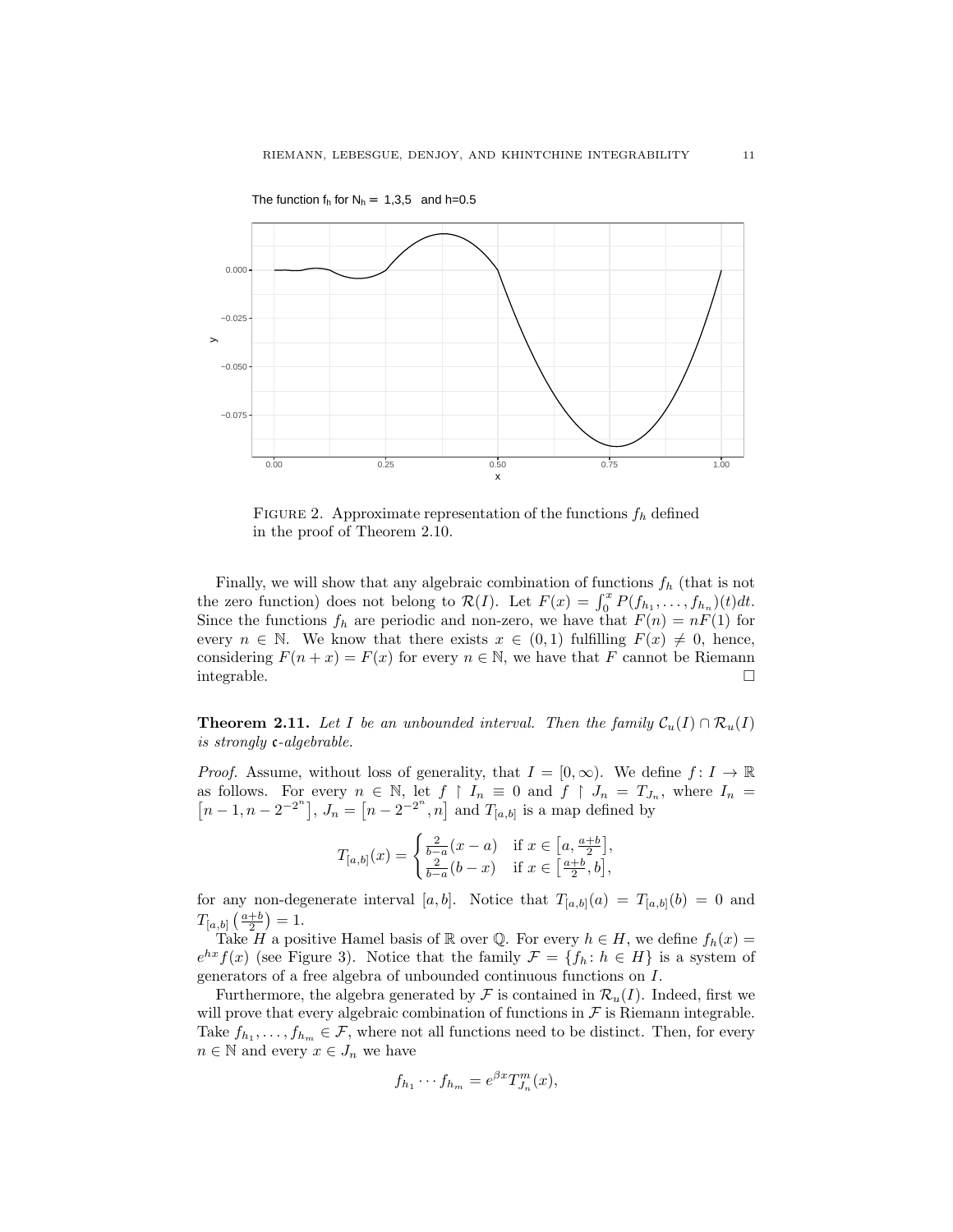FIGURE 2. Approximate representation of the functions $f_h$ defined in the proof of Theorem 2.10.

Finally, we will show that any algebraic combination of functions $f_h$ (that is not the zero function) does not belong to $\mathcal{R}(I)$. Let $F(x) = \int_0^x P(f_{h_1}, \ldots, f_{h_n})(t)dt$. Since the functions $f_h$ are periodic and non-zero, we have that $F(n) = nF(1)$ for every $n \in \mathbb{N}$. We know that there exists $x \in (0,1)$ fulfilling $F(x) \neq 0$, hence, considering $F(n+x) = F(x)$ for every $n \in \mathbb{N}$, we have that $F$ cannot be Riemann integrable. □

**Theorem 2.11.** *Let $I$ be an unbounded interval. Then the family $\mathcal{C}_u(I) \cap \mathcal{R}_u(I)$ is strongly $\mathfrak{c}$-algebrable.*

*Proof.* Assume, without loss of generality, that $I = [0, \infty)$. We define $f \colon I \to \mathbb{R}$ as follows. For every $n \in \mathbb{N}$, let $f \restriction I_n \equiv 0$ and $f \restriction J_n = T_{J_n}$, where $I_n = \left[n-1, n-2^{-2^n}\right]$, $J_n = \left[n-2^{-2^n}, n\right]$ and $T_{[a,b]}$ is a map defined by

$$T_{[a,b]}(x) = \begin{cases} \frac{2}{b-a}(x-a) & \text{if } x \in \left[a, \frac{a+b}{2}\right], \\ \frac{2}{b-a}(b-x) & \text{if } x \in \left[\frac{a+b}{2}, b\right], \end{cases}$$

for any non-degenerate interval $[a,b]$. Notice that $T_{[a,b]}(a) = T_{[a,b]}(b) = 0$ and $T_{[a,b]}\left(\frac{a+b}{2}\right) = 1$.

Take $H$ a positive Hamel basis of $\mathbb{R}$ over $\mathbb{Q}$. For every $h \in H$, we define $f_h(x) = e^{hx}f(x)$ (see Figure 3). Notice that the family $\mathcal{F} = \{f_h \colon h \in H\}$ is a system of generators of a free algebra of unbounded continuous functions on $I$.

Furthermore, the algebra generated by $\mathcal{F}$ is contained in $\mathcal{R}_u(I)$. Indeed, first we will prove that every algebraic combination of functions in $\mathcal{F}$ is Riemann integrable. Take $f_{h_1}, \ldots, f_{h_m} \in \mathcal{F}$, where not all functions need to be distinct. Then, for every $n \in \mathbb{N}$ and every $x \in J_n$ we have

$$f_{h_1} \cdots f_{h_m} = e^{\beta x} T_{J_n}^m(x),$$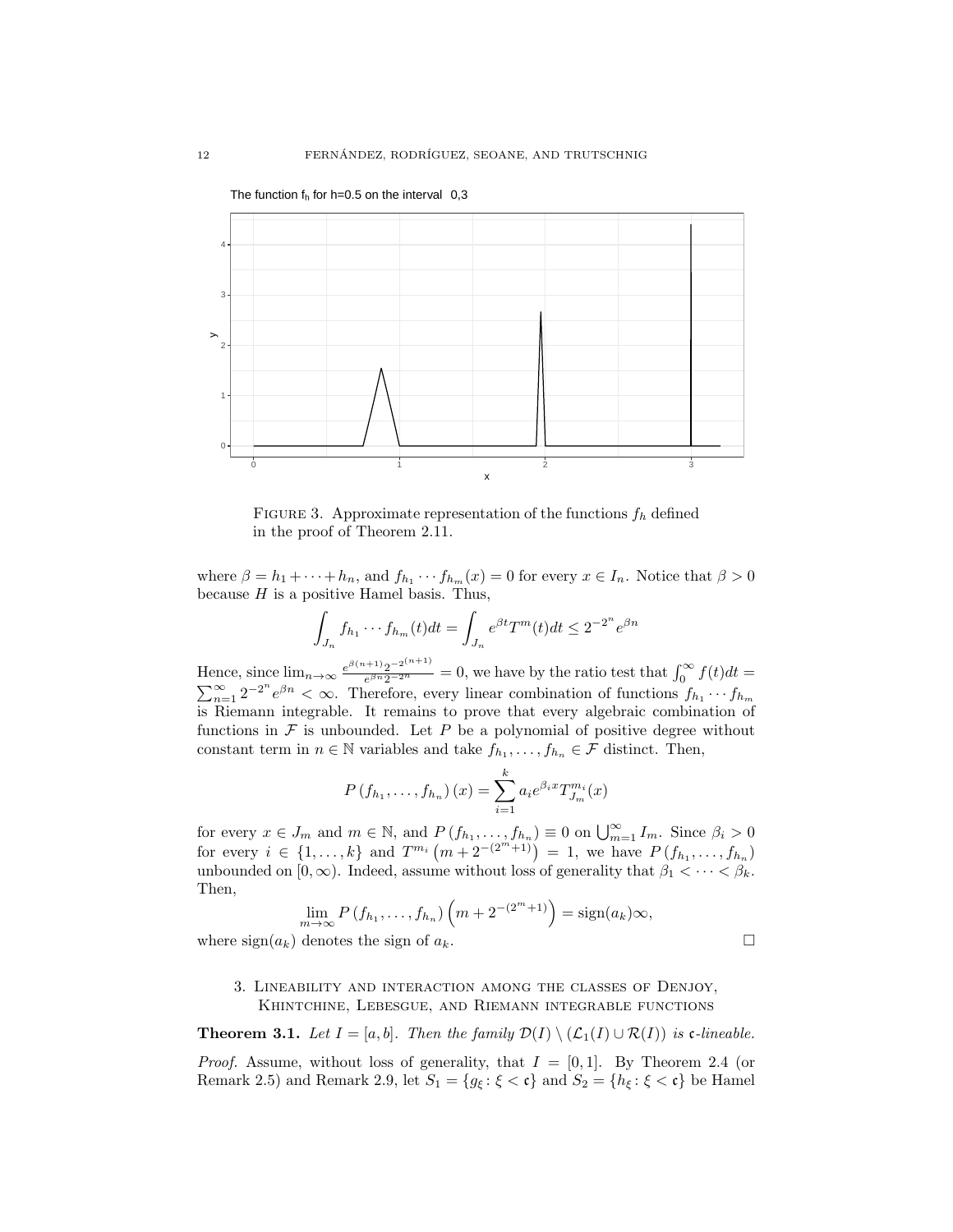FIGURE 3. Approximate representation of the functions $f_h$ defined in the proof of Theorem 2.11.

where $\beta = h_1 + \cdots + h_n$, and $f_{h_1} \cdots f_{h_m}(x) = 0$ for every $x \in I_n$. Notice that $\beta > 0$ because $H$ is a positive Hamel basis. Thus,

$$\int_{J_n} f_{h_1} \cdots f_{h_m}(t)dt = \int_{J_n} e^{\beta t} T^m(t)dt \leq 2^{-2^n} e^{\beta n}$$

Hence, since $\lim_{n\to\infty} \frac{e^{\beta(n+1)}2^{-2^{(n+1)}}}{e^{\beta n}2^{-2^n}} = 0$, we have by the ratio test that $\int_0^\infty f(t)dt = \sum_{n=1}^\infty 2^{-2^n} e^{\beta n} < \infty$. Therefore, every linear combination of functions $f_{h_1} \cdots f_{h_m}$ is Riemann integrable. It remains to prove that every algebraic combination of functions in $\mathcal{F}$ is unbounded. Let $P$ be a polynomial of positive degree without constant term in $n \in \mathbb{N}$ variables and take $f_{h_1}, \ldots, f_{h_n} \in \mathcal{F}$ distinct. Then,

$$P\left(f_{h_1}, \ldots, f_{h_n}\right)(x) = \sum_{i=1}^{k} a_i e^{\beta_i x} T_{J_m}^{m_i}(x)$$

for every $x \in J_m$ and $m \in \mathbb{N}$, and $P\left(f_{h_1}, \ldots, f_{h_n}\right) \equiv 0$ on $\bigcup_{m=1}^\infty I_m$. Since $\beta_i > 0$ for every $i \in \{1, \ldots, k\}$ and $T^{m_i}\left(m + 2^{-(2^m+1)}\right) = 1$, we have $P\left(f_{h_1}, \ldots, f_{h_n}\right)$ unbounded on $[0, \infty)$. Indeed, assume without loss of generality that $\beta_1 < \cdots < \beta_k$. Then,

$$\lim_{m\to\infty} P\left(f_{h_1}, \ldots, f_{h_n}\right)\left(m + 2^{-(2^m+1)}\right) = \text{sign}(a_k)\infty,$$

where $\text{sign}(a_k)$ denotes the sign of $a_k$. □

## 3. Lineability and interaction among the classes of Denjoy, Khintchine, Lebesgue, and Riemann integrable functions

**Theorem 3.1.** *Let $I = [a, b]$. Then the family $\mathcal{D}(I) \setminus (\mathcal{L}_1(I) \cup \mathcal{R}(I))$ is $\mathfrak{c}$-lineable.*

*Proof.* Assume, without loss of generality, that $I = [0, 1]$. By Theorem 2.4 (or Remark 2.5) and Remark 2.9, let $S_1 = \{g_\xi : \xi < \mathfrak{c}\}$ and $S_2 = \{h_\xi : \xi < \mathfrak{c}\}$ be Hamel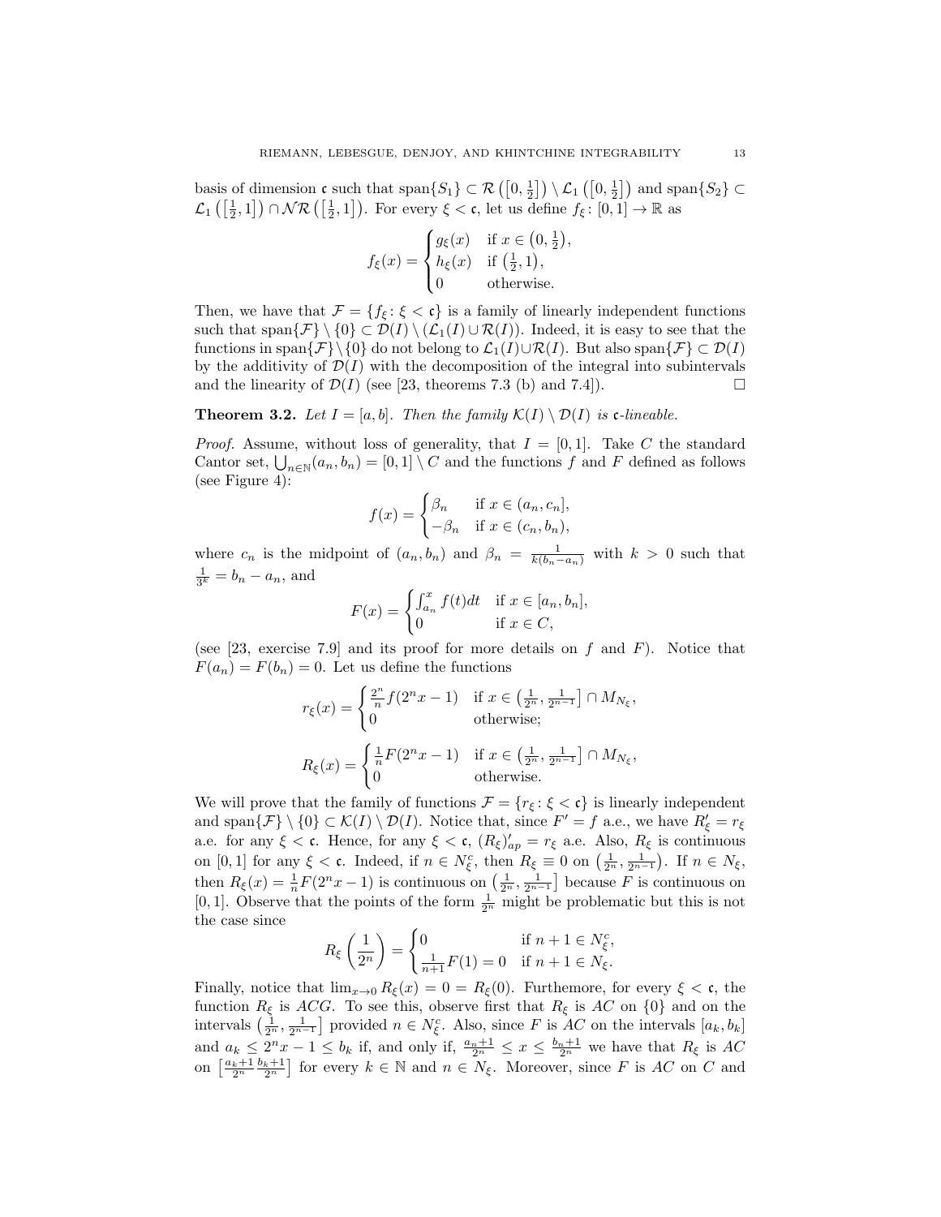basis of dimension $\mathfrak{c}$ such that $\text{span}\{S_1\} \subset \mathcal{R}\left(\left[0, \frac{1}{2}\right]\right) \setminus \mathcal{L}_1\left(\left[0, \frac{1}{2}\right]\right)$ and $\text{span}\{S_2\} \subset \mathcal{L}_1\left(\left[\frac{1}{2}, 1\right]\right) \cap \mathcal{NR}\left(\left[\frac{1}{2}, 1\right]\right)$. For every $\xi < \mathfrak{c}$, let us define $f_\xi \colon [0,1] \to \mathbb{R}$ as

$$f_\xi(x) = \begin{cases} g_\xi(x) & \text{if } x \in \left(0, \frac{1}{2}\right), \\ h_\xi(x) & \text{if } \left(\frac{1}{2}, 1\right), \\ 0 & \text{otherwise.} \end{cases}$$

Then, we have that $\mathcal{F} = \{f_\xi \colon \xi < \mathfrak{c}\}$ is a family of linearly independent functions such that $\text{span}\{\mathcal{F}\} \setminus \{0\} \subset \mathcal{D}(I) \setminus (\mathcal{L}_1(I) \cup \mathcal{R}(I))$. Indeed, it is easy to see that the functions in $\text{span}\{\mathcal{F}\} \setminus \{0\}$ do not belong to $\mathcal{L}_1(I) \cup \mathcal{R}(I)$. But also $\text{span}\{\mathcal{F}\} \subset \mathcal{D}(I)$ by the additivity of $\mathcal{D}(I)$ with the decomposition of the integral into subintervals and the linearity of $\mathcal{D}(I)$ (see [23, theorems 7.3 (b) and 7.4]). $\square$

**Theorem 3.2.** *Let $I = [a,b]$. Then the family $\mathcal{K}(I) \setminus \mathcal{D}(I)$ is $\mathfrak{c}$-lineable.*

*Proof.* Assume, without loss of generality, that $I = [0,1]$. Take $C$ the standard Cantor set, $\bigcup_{n \in \mathbb{N}} (a_n, b_n) = [0,1] \setminus C$ and the functions $f$ and $F$ defined as follows (see Figure 4):

$$f(x) = \begin{cases} \beta_n & \text{if } x \in (a_n, c_n], \\ -\beta_n & \text{if } x \in (c_n, b_n), \end{cases}$$

where $c_n$ is the midpoint of $(a_n, b_n)$ and $\beta_n = \frac{1}{k(b_n - a_n)}$ with $k > 0$ such that $\frac{1}{3^k} = b_n - a_n$, and

$$F(x) = \begin{cases} \int_{a_n}^x f(t)dt & \text{if } x \in [a_n, b_n], \\ 0 & \text{if } x \in C, \end{cases}$$

(see [23, exercise 7.9] and its proof for more details on $f$ and $F$). Notice that $F(a_n) = F(b_n) = 0$. Let us define the functions

$$r_\xi(x) = \begin{cases} \frac{2^n}{n} f(2^n x - 1) & \text{if } x \in \left(\frac{1}{2^n}, \frac{1}{2^{n-1}}\right] \cap M_{N_\xi}, \\ 0 & \text{otherwise;} \end{cases}$$

$$R_\xi(x) = \begin{cases} \frac{1}{n} F(2^n x - 1) & \text{if } x \in \left(\frac{1}{2^n}, \frac{1}{2^{n-1}}\right] \cap M_{N_\xi}, \\ 0 & \text{otherwise.} \end{cases}$$

We will prove that the family of functions $\mathcal{F} = \{r_\xi \colon \xi < \mathfrak{c}\}$ is linearly independent and $\text{span}\{\mathcal{F}\} \setminus \{0\} \subset \mathcal{K}(I) \setminus \mathcal{D}(I)$. Notice that, since $F' = f$ a.e., we have $R'_\xi = r_\xi$ a.e. for any $\xi < \mathfrak{c}$. Hence, for any $\xi < \mathfrak{c}$, $(R_\xi)'_{ap} = r_\xi$ a.e. Also, $R_\xi$ is continuous on $[0,1]$ for any $\xi < \mathfrak{c}$. Indeed, if $n \in N_\xi^c$, then $R_\xi \equiv 0$ on $\left(\frac{1}{2^n}, \frac{1}{2^{n-1}}\right)$. If $n \in N_\xi$, then $R_\xi(x) = \frac{1}{n} F(2^n x - 1)$ is continuous on $\left(\frac{1}{2^n}, \frac{1}{2^{n-1}}\right]$ because $F$ is continuous on $[0,1]$. Observe that the points of the form $\frac{1}{2^n}$ might be problematic but this is not the case since

$$R_\xi\left(\frac{1}{2^n}\right) = \begin{cases} 0 & \text{if } n+1 \in N_\xi^c, \\ \frac{1}{n+1} F(1) = 0 & \text{if } n+1 \in N_\xi. \end{cases}$$

Finally, notice that $\lim_{x \to 0} R_\xi(x) = 0 = R_\xi(0)$. Furthemore, for every $\xi < \mathfrak{c}$, the function $R_\xi$ is $ACG$. To see this, observe first that $R_\xi$ is $AC$ on $\{0\}$ and on the intervals $\left(\frac{1}{2^n}, \frac{1}{2^{n-1}}\right]$ provided $n \in N_\xi^c$. Also, since $F$ is $AC$ on the intervals $[a_k, b_k]$ and $a_k \leq 2^n x - 1 \leq b_k$ if, and only if, $\frac{a_n+1}{2^n} \leq x \leq \frac{b_n+1}{2^n}$ we have that $R_\xi$ is $AC$ on $\left[\frac{a_k+1}{2^n} \frac{b_k+1}{2^n}\right]$ for every $k \in \mathbb{N}$ and $n \in N_\xi$. Moreover, since $F$ is $AC$ on $C$ and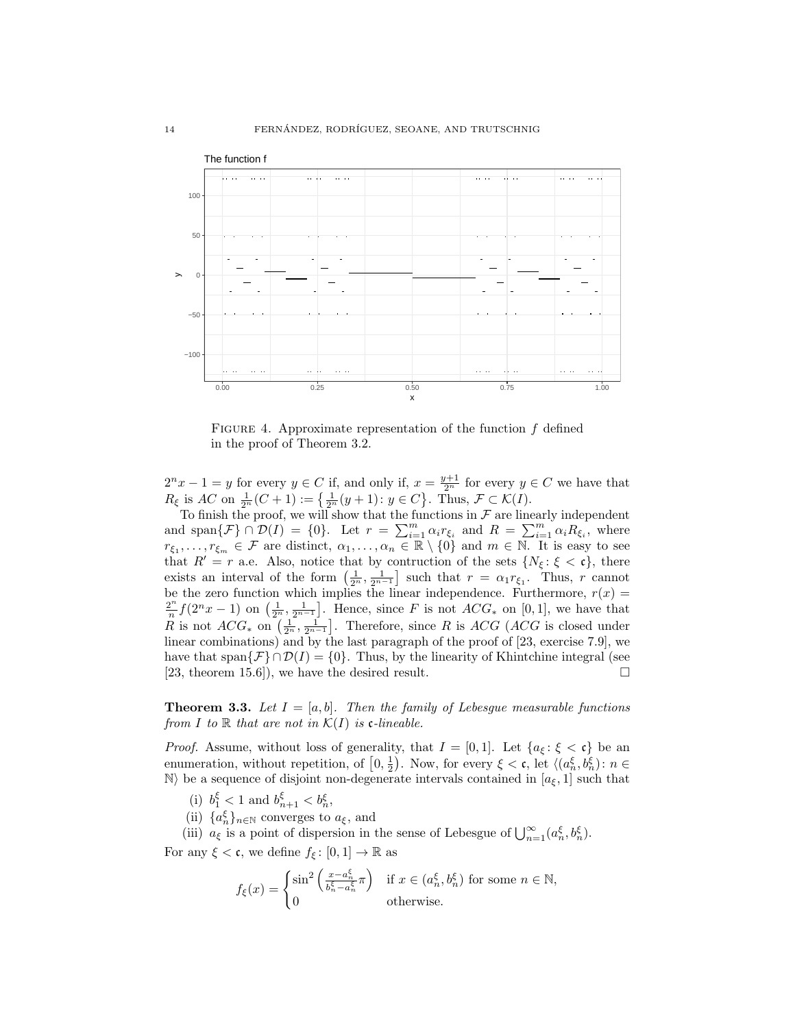FIGURE 4. Approximate representation of the function $f$ defined in the proof of Theorem 3.2.

$2^n x - 1 = y$ for every $y \in C$ if, and only if, $x = \frac{y+1}{2^n}$ for every $y \in C$ we have that $R_\xi$ is $AC$ on $\frac{1}{2^n}(C+1) := \left\{ \frac{1}{2^n}(y+1) : y \in C \right\}$. Thus, $\mathcal{F} \subset \mathcal{K}(I)$.

To finish the proof, we will show that the functions in $\mathcal{F}$ are linearly independent and $\operatorname{span}\{\mathcal{F}\} \cap \mathcal{D}(I) = \{0\}$. Let $r = \sum_{i=1}^m \alpha_i r_{\xi_i}$ and $R = \sum_{i=1}^m \alpha_i R_{\xi_i}$, where $r_{\xi_1}, \dots, r_{\xi_m} \in \mathcal{F}$ are distinct, $\alpha_1, \dots, \alpha_n \in \mathbb{R} \setminus \{0\}$ and $m \in \mathbb{N}$. It is easy to see that $R' = r$ a.e. Also, notice that by contruction of the sets $\{N_\xi : \xi < \mathfrak{c}\}$, there exists an interval of the form $\left(\frac{1}{2^n}, \frac{1}{2^{n-1}}\right]$ such that $r = \alpha_1 r_{\xi_1}$. Thus, $r$ cannot be the zero function which implies the linear independence. Furthermore, $r(x) = \frac{2^n}{n} f(2^n x - 1)$ on $\left(\frac{1}{2^n}, \frac{1}{2^{n-1}}\right]$. Hence, since $F$ is not $ACG_*$ on $[0,1]$, we have that $R$ is not $ACG_*$ on $\left(\frac{1}{2^n}, \frac{1}{2^{n-1}}\right]$. Therefore, since $R$ is $ACG$ ($ACG$ is closed under linear combinations) and by the last paragraph of the proof of [23, exercise 7.9], we have that $\operatorname{span}\{\mathcal{F}\} \cap \mathcal{D}(I) = \{0\}$. Thus, by the linearity of Khintchine integral (see [23, theorem 15.6]), we have the desired result. $\square$

**Theorem 3.3.** *Let $I = [a,b]$. Then the family of Lebesgue measurable functions from $I$ to $\mathbb{R}$ that are not in $\mathcal{K}(I)$ is $\mathfrak{c}$-lineable.*

*Proof.* Assume, without loss of generality, that $I = [0,1]$. Let $\{a_\xi : \xi < \mathfrak{c}\}$ be an enumeration, without repetition, of $\left[0, \frac{1}{2}\right)$. Now, for every $\xi < \mathfrak{c}$, let $\langle (a_n^\xi, b_n^\xi) : n \in \mathbb{N} \rangle$ be a sequence of disjoint non-degenerate intervals contained in $[a_\xi, 1]$ such that

(i) $b_1^\xi < 1$ and $b_{n+1}^\xi < b_n^\xi$,
(ii) $\{a_n^\xi\}_{n \in \mathbb{N}}$ converges to $a_\xi$, and
(iii) $a_\xi$ is a point of dispersion in the sense of Lebesgue of $\bigcup_{n=1}^\infty (a_n^\xi, b_n^\xi)$.

For any $\xi < \mathfrak{c}$, we define $f_\xi : [0,1] \to \mathbb{R}$ as

$$f_\xi(x) = \begin{cases} \sin^2\left( \frac{x - a_n^\xi}{b_n^\xi - a_n^\xi} \pi \right) & \text{if } x \in (a_n^\xi, b_n^\xi) \text{ for some } n \in \mathbb{N}, \\ 0 & \text{otherwise.} \end{cases}$$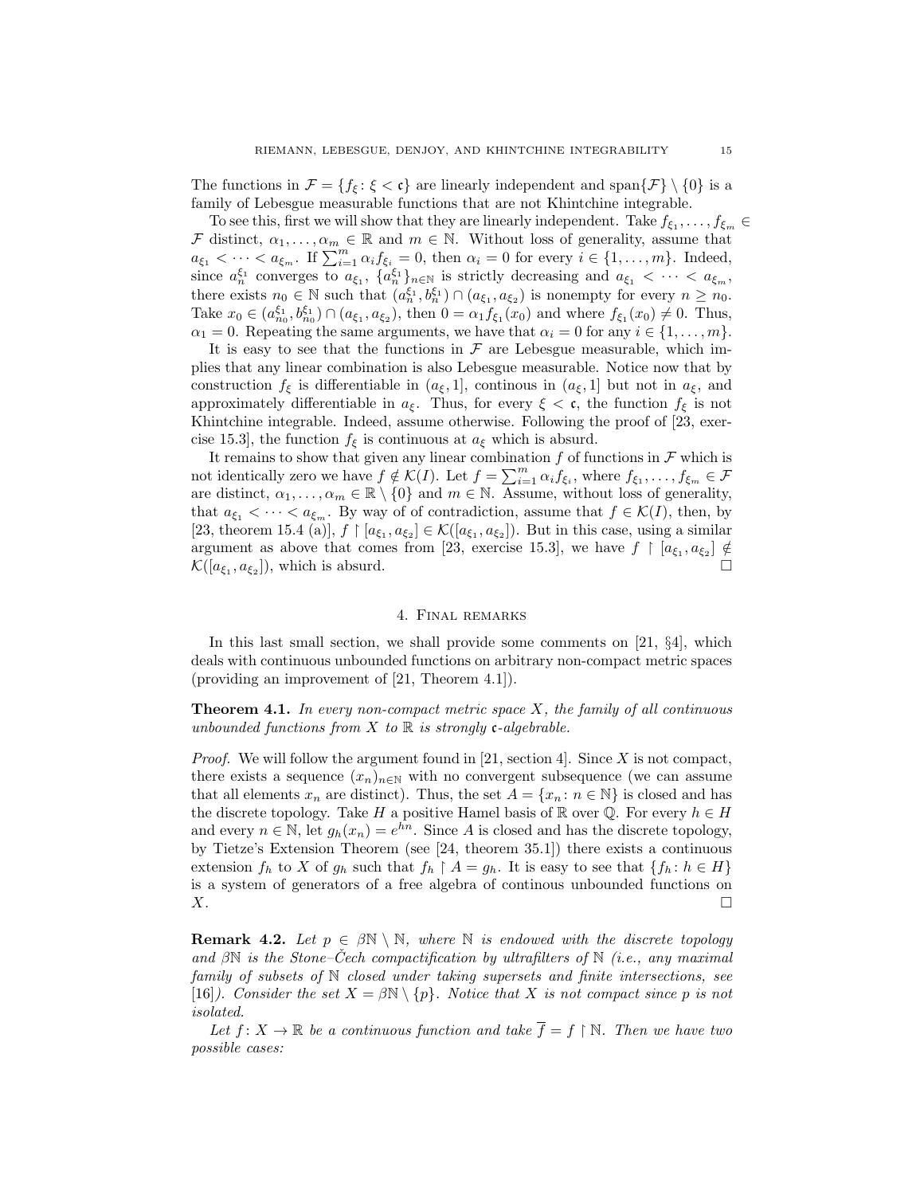The functions in $\mathcal{F} = \{f_\xi \colon \xi < \mathfrak{c}\}$ are linearly independent and $\operatorname{span}\{\mathcal{F}\} \setminus \{0\}$ is a family of Lebesgue measurable functions that are not Khintchine integrable.

To see this, first we will show that they are linearly independent. Take $f_{\xi_1}, \dots, f_{\xi_m} \in \mathcal{F}$ distinct, $\alpha_1, \dots, \alpha_m \in \mathbb{R}$ and $m \in \mathbb{N}$. Without loss of generality, assume that $a_{\xi_1} < \cdots < a_{\xi_m}$. If $\sum_{i=1}^m \alpha_i f_{\xi_i} = 0$, then $\alpha_i = 0$ for every $i \in \{1, \dots, m\}$. Indeed, since $a_n^{\xi_1}$ converges to $a_{\xi_1}$, $\{a_n^{\xi_1}\}_{n\in\mathbb{N}}$ is strictly decreasing and $a_{\xi_1} < \cdots < a_{\xi_m}$, there exists $n_0 \in \mathbb{N}$ such that $(a_n^{\xi_1}, b_n^{\xi_1}) \cap (a_{\xi_1}, a_{\xi_2})$ is nonempty for every $n \geq n_0$. Take $x_0 \in (a_{n_0}^{\xi_1}, b_{n_0}^{\xi_1}) \cap (a_{\xi_1}, a_{\xi_2})$, then $0 = \alpha_1 f_{\xi_1}(x_0)$ and where $f_{\xi_1}(x_0) \neq 0$. Thus, $\alpha_1 = 0$. Repeating the same arguments, we have that $\alpha_i = 0$ for any $i \in \{1, \dots, m\}$.

It is easy to see that the functions in $\mathcal{F}$ are Lebesgue measurable, which implies that any linear combination is also Lebesgue measurable. Notice now that by construction $f_\xi$ is differentiable in $(a_\xi, 1]$, continous in $(a_\xi, 1]$ but not in $a_\xi$, and approximately differentiable in $a_\xi$. Thus, for every $\xi < \mathfrak{c}$, the function $f_\xi$ is not Khintchine integrable. Indeed, assume otherwise. Following the proof of [23, exercise 15.3], the function $f_\xi$ is continuous at $a_\xi$ which is absurd.

It remains to show that given any linear combination $f$ of functions in $\mathcal{F}$ which is not identically zero we have $f \notin \mathcal{K}(I)$. Let $f = \sum_{i=1}^m \alpha_i f_{\xi_i}$, where $f_{\xi_1}, \dots, f_{\xi_m} \in \mathcal{F}$ are distinct, $\alpha_1, \dots, \alpha_m \in \mathbb{R} \setminus \{0\}$ and $m \in \mathbb{N}$. Assume, without loss of generality, that $a_{\xi_1} < \cdots < a_{\xi_m}$. By way of of contradiction, assume that $f \in \mathcal{K}(I)$, then, by [23, theorem 15.4 (a)], $f \restriction [a_{\xi_1}, a_{\xi_2}] \in \mathcal{K}([a_{\xi_1}, a_{\xi_2}])$. But in this case, using a similar argument as above that comes from [23, exercise 15.3], we have $f \restriction [a_{\xi_1}, a_{\xi_2}] \notin \mathcal{K}([a_{\xi_1}, a_{\xi_2}])$, which is absurd. $\square$

## 4. Final remarks

In this last small section, we shall provide some comments on [21, §4], which deals with continuous unbounded functions on arbitrary non-compact metric spaces (providing an improvement of [21, Theorem 4.1]).

**Theorem 4.1.** *In every non-compact metric space $X$, the family of all continuous unbounded functions from $X$ to $\mathbb{R}$ is strongly $\mathfrak{c}$-algebrable.*

*Proof.* We will follow the argument found in [21, section 4]. Since $X$ is not compact, there exists a sequence $(x_n)_{n\in\mathbb{N}}$ with no convergent subsequence (we can assume that all elements $x_n$ are distinct). Thus, the set $A = \{x_n \colon n \in \mathbb{N}\}$ is closed and has the discrete topology. Take $H$ a positive Hamel basis of $\mathbb{R}$ over $\mathbb{Q}$. For every $h \in H$ and every $n \in \mathbb{N}$, let $g_h(x_n) = e^{hn}$. Since $A$ is closed and has the discrete topology, by Tietze's Extension Theorem (see [24, theorem 35.1]) there exists a continuous extension $f_h$ to $X$ of $g_h$ such that $f_h \restriction A = g_h$. It is easy to see that $\{f_h \colon h \in H\}$ is a system of generators of a free algebra of continous unbounded functions on $X$. $\square$

**Remark 4.2.** *Let $p \in \beta\mathbb{N} \setminus \mathbb{N}$, where $\mathbb{N}$ is endowed with the discrete topology and $\beta\mathbb{N}$ is the Stone–Čech compactification by ultrafilters of $\mathbb{N}$ (i.e., any maximal family of subsets of $\mathbb{N}$ closed under taking supersets and finite intersections, see [16]). Consider the set $X = \beta\mathbb{N} \setminus \{p\}$. Notice that $X$ is not compact since $p$ is not isolated.*

*Let $f \colon X \to \mathbb{R}$ be a continuous function and take $\overline{f} = f \restriction \mathbb{N}$. Then we have two possible cases:*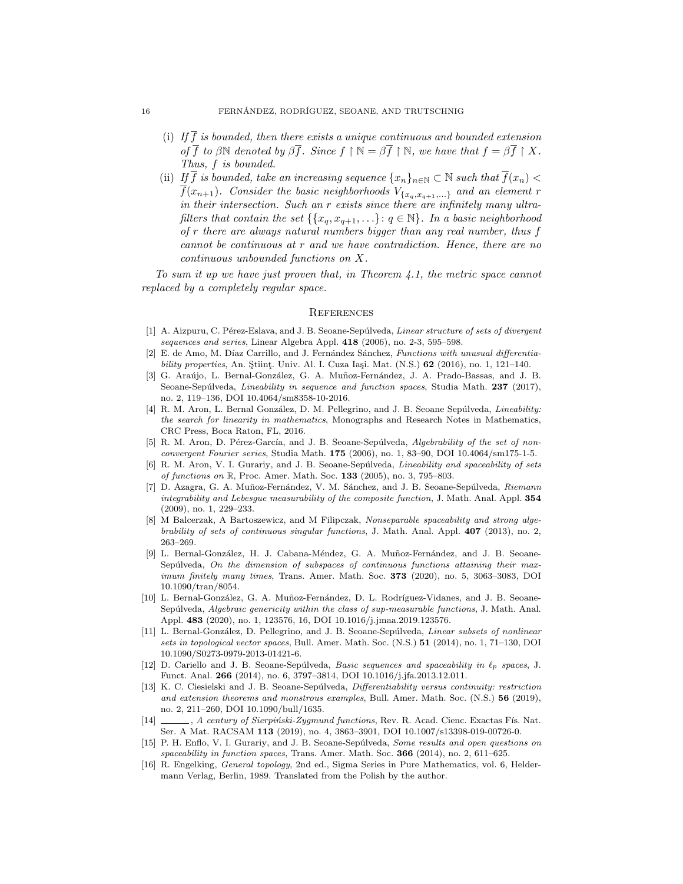(i) *If $\overline{f}$ is bounded, then there exists a unique continuous and bounded extension of $\overline{f}$ to $\beta\mathbb{N}$ denoted by $\beta\overline{f}$. Since $f \restriction \mathbb{N} = \beta\overline{f} \restriction \mathbb{N}$, we have that $f = \beta\overline{f} \restriction X$. Thus, $f$ is bounded.*

(ii) *If $\overline{f}$ is bounded, take an increasing sequence $\{x_n\}_{n\in\mathbb{N}} \subset \mathbb{N}$ such that $\overline{f}(x_n) < \overline{f}(x_{n+1})$. Consider the basic neighborhoods $V_{\{x_q, x_{q+1}, \ldots\}}$ and an element $r$ in their intersection. Such an $r$ exists since there are infinitely many ultrafilters that contain the set $\{\{x_q, x_{q+1}, \ldots\} : q \in \mathbb{N}\}$. In a basic neighborhood of $r$ there are always natural numbers bigger than any real number, thus $f$ cannot be continuous at $r$ and we have contradiction. Hence, there are no continuous unbounded functions on $X$.*

*To sum it up we have just proven that, in Theorem 4.1, the metric space cannot replaced by a completely regular space.*

## References

[1] A. Aizpuru, C. Pérez-Eslava, and J. B. Seoane-Sepúlveda, *Linear structure of sets of divergent sequences and series*, Linear Algebra Appl. **418** (2006), no. 2-3, 595–598.

[2] E. de Amo, M. Díaz Carrillo, and J. Fernández Sánchez, *Functions with unusual differentiability properties*, An. Ştiinţ. Univ. Al. I. Cuza Iaşi. Mat. (N.S.) **62** (2016), no. 1, 121–140.

[3] G. Araújo, L. Bernal-González, G. A. Muñoz-Fernández, J. A. Prado-Bassas, and J. B. Seoane-Sepúlveda, *Lineability in sequence and function spaces*, Studia Math. **237** (2017), no. 2, 119–136, DOI 10.4064/sm8358-10-2016.

[4] R. M. Aron, L. Bernal González, D. M. Pellegrino, and J. B. Seoane Sepúlveda, *Lineability: the search for linearity in mathematics*, Monographs and Research Notes in Mathematics, CRC Press, Boca Raton, FL, 2016.

[5] R. M. Aron, D. Pérez-García, and J. B. Seoane-Sepúlveda, *Algebrability of the set of non-convergent Fourier series*, Studia Math. **175** (2006), no. 1, 83–90, DOI 10.4064/sm175-1-5.

[6] R. M. Aron, V. I. Gurariy, and J. B. Seoane-Sepúlveda, *Lineability and spaceability of sets of functions on* $\mathbb{R}$, Proc. Amer. Math. Soc. **133** (2005), no. 3, 795–803.

[7] D. Azagra, G. A. Muñoz-Fernández, V. M. Sánchez, and J. B. Seoane-Sepúlveda, *Riemann integrability and Lebesgue measurability of the composite function*, J. Math. Anal. Appl. **354** (2009), no. 1, 229–233.

[8] M Balcerzak, A Bartoszewicz, and M Filipczak, *Nonseparable spaceability and strong algebrability of sets of continuous singular functions*, J. Math. Anal. Appl. **407** (2013), no. 2, 263–269.

[9] L. Bernal-González, H. J. Cabana-Méndez, G. A. Muñoz-Fernández, and J. B. Seoane-Sepúlveda, *On the dimension of subspaces of continuous functions attaining their maximum finitely many times*, Trans. Amer. Math. Soc. **373** (2020), no. 5, 3063–3083, DOI 10.1090/tran/8054.

[10] L. Bernal-González, G. A. Muñoz-Fernández, D. L. Rodríguez-Vidanes, and J. B. Seoane-Sepúlveda, *Algebraic genericity within the class of sup-measurable functions*, J. Math. Anal. Appl. **483** (2020), no. 1, 123576, 16, DOI 10.1016/j.jmaa.2019.123576.

[11] L. Bernal-González, D. Pellegrino, and J. B. Seoane-Sepúlveda, *Linear subsets of nonlinear sets in topological vector spaces*, Bull. Amer. Math. Soc. (N.S.) **51** (2014), no. 1, 71–130, DOI 10.1090/S0273-0979-2013-01421-6.

[12] D. Cariello and J. B. Seoane-Sepúlveda, *Basic sequences and spaceability in* $\ell_p$ *spaces*, J. Funct. Anal. **266** (2014), no. 6, 3797–3814, DOI 10.1016/j.jfa.2013.12.011.

[13] K. C. Ciesielski and J. B. Seoane-Sepúlveda, *Differentiability versus continuity: restriction and extension theorems and monstrous examples*, Bull. Amer. Math. Soc. (N.S.) **56** (2019), no. 2, 211–260, DOI 10.1090/bull/1635.

[14] ______, *A century of Sierpiński-Zygmund functions*, Rev. R. Acad. Cienc. Exactas Fís. Nat. Ser. A Mat. RACSAM **113** (2019), no. 4, 3863–3901, DOI 10.1007/s13398-019-00726-0.

[15] P. H. Enflo, V. I. Gurariy, and J. B. Seoane-Sepúlveda, *Some results and open questions on spaceability in function spaces*, Trans. Amer. Math. Soc. **366** (2014), no. 2, 611–625.

[16] R. Engelking, *General topology*, 2nd ed., Sigma Series in Pure Mathematics, vol. 6, Heldermann Verlag, Berlin, 1989. Translated from the Polish by the author.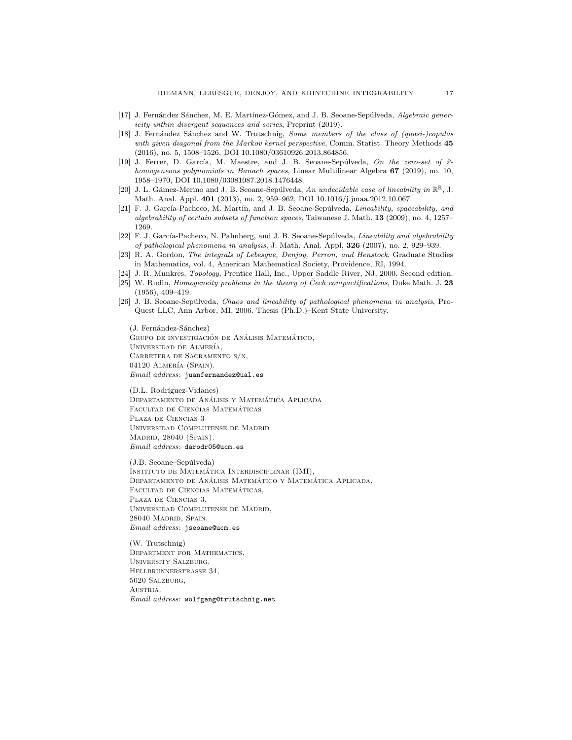[17] J. Fernández Sánchez, M. E. Martínez-Gómez, and J. B. Seoane-Sepúlveda, *Algebraic genericity within divergent sequences and series*, Preprint (2019).

[18] J. Fernández Sánchez and W. Trutschnig, *Some members of the class of (quasi-)copulas with given diagonal from the Markov kernel perspective*, Comm. Statist. Theory Methods **45** (2016), no. 5, 1508–1526, DOI 10.1080/03610926.2013.864856.

[19] J. Ferrer, D. García, M. Maestre, and J. B. Seoane-Sepúlveda, *On the zero-set of 2-homogeneous polynomials in Banach spaces*, Linear Multilinear Algebra **67** (2019), no. 10, 1958–1970, DOI 10.1080/03081087.2018.1476448.

[20] J. L. Gámez-Merino and J. B. Seoane-Sepúlveda, *An undecidable case of lineability in* $\mathbb{R}^{\mathbb{R}}$, J. Math. Anal. Appl. **401** (2013), no. 2, 959–962, DOI 10.1016/j.jmaa.2012.10.067.

[21] F. J. García-Pacheco, M. Martín, and J. B. Seoane-Sepúlveda, *Lineability, spaceability, and algebrability of certain subsets of function spaces*, Taiwanese J. Math. **13** (2009), no. 4, 1257–1269.

[22] F. J. García-Pacheco, N. Palmberg, and J. B. Seoane-Sepúlveda, *Lineability and algebrability of pathological phenomena in analysis*, J. Math. Anal. Appl. **326** (2007), no. 2, 929–939.

[23] R. A. Gordon, *The integrals of Lebesgue, Denjoy, Perron, and Henstock*, Graduate Studies in Mathematics, vol. 4, American Mathematical Society, Providence, RI, 1994.

[24] J. R. Munkres, *Topology*, Prentice Hall, Inc., Upper Saddle River, NJ, 2000. Second edition.

[25] W. Rudin, *Homogeneity problems in the theory of Čech compactifications*, Duke Math. J. **23** (1956), 409–419.

[26] J. B. Seoane-Sepúlveda, *Chaos and lineability of pathological phenomena in analysis*, ProQuest LLC, Ann Arbor, MI, 2006. Thesis (Ph.D.)–Kent State University.

(J. Fernández-Sánchez)
Grupo de investigación de Análisis Matemático,
Universidad de Almería,
Carretera de Sacramento s/n,
04120 Almería (Spain).
*Email address*: juanfernandez@ual.es

(D.L. Rodríguez-Vidanes)
Departamento de Análisis y Matemática Aplicada
Facultad de Ciencias Matemáticas
Plaza de Ciencias 3
Universidad Complutense de Madrid
Madrid, 28040 (Spain).
*Email address*: darodr05@ucm.es

(J.B. Seoane–Sepúlveda)
Instituto de Matemática Interdisciplinar (IMI),
Departamento de Análisis Matemático y Matemática Aplicada,
Facultad de Ciencias Matemáticas,
Plaza de Ciencias 3,
Universidad Complutense de Madrid,
28040 Madrid, Spain.
*Email address*: jseoane@ucm.es

(W. Trutschnig)
Department for Mathematics,
University Salzburg,
Hellbrunnerstrasse 34,
5020 Salzburg,
Austria.
*Email address*: wolfgang@trutschnig.net